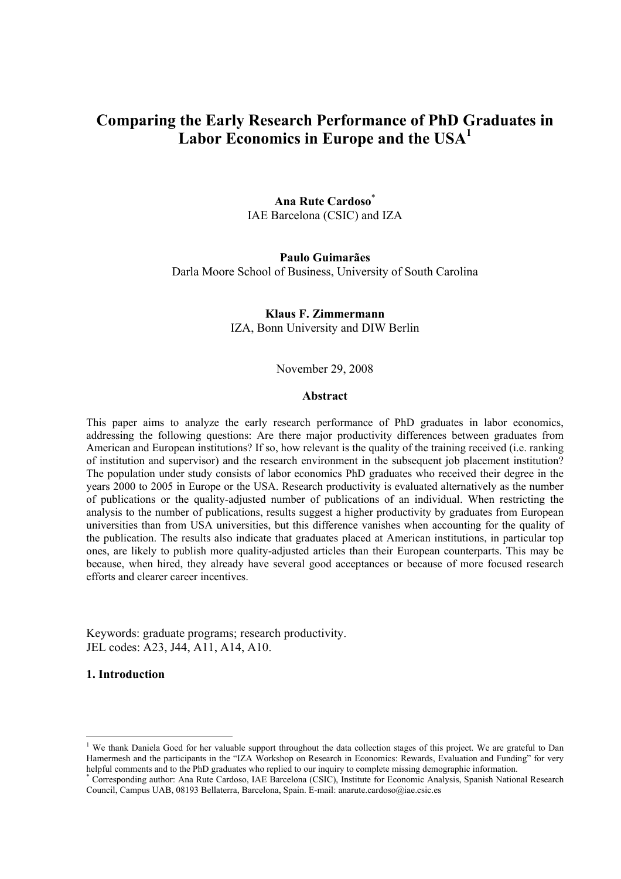# Comparing the Early Research Performance of PhD Graduates in Labor Economics in Europe and the USA[1]

**Ana Rute Cardoso**[*]
IAE Barcelona (CSIC) and IZA

**Paulo Guimarães**
Darla Moore School of Business, University of South Carolina

**Klaus F. Zimmermann**
IZA, Bonn University and DIW Berlin

November 29, 2008

## Abstract

This paper aims to analyze the early research performance of PhD graduates in labor economics, addressing the following questions: Are there major productivity differences between graduates from American and European institutions? If so, how relevant is the quality of the training received (i.e. ranking of institution and supervisor) and the research environment in the subsequent job placement institution? The population under study consists of labor economics PhD graduates who received their degree in the years 2000 to 2005 in Europe or the USA. Research productivity is evaluated alternatively as the number of publications or the quality-adjusted number of publications of an individual. When restricting the analysis to the number of publications, results suggest a higher productivity by graduates from European universities than from USA universities, but this difference vanishes when accounting for the quality of the publication. The results also indicate that graduates placed at American institutions, in particular top ones, are likely to publish more quality-adjusted articles than their European counterparts. This may be because, when hired, they already have several good acceptances or because of more focused research efforts and clearer career incentives.

Keywords: graduate programs; research productivity.
JEL codes: A23, J44, A11, A14, A10.

## 1. Introduction

[1] We thank Daniela Goed for her valuable support throughout the data collection stages of this project. We are grateful to Dan Hamermesh and the participants in the "IZA Workshop on Research in Economics: Rewards, Evaluation and Funding" for very helpful comments and to the PhD graduates who replied to our inquiry to complete missing demographic information.

[*] Corresponding author: Ana Rute Cardoso, IAE Barcelona (CSIC), Institute for Economic Analysis, Spanish National Research Council, Campus UAB, 08193 Bellaterra, Barcelona, Spain. E-mail: anarute.cardoso@iae.csic.es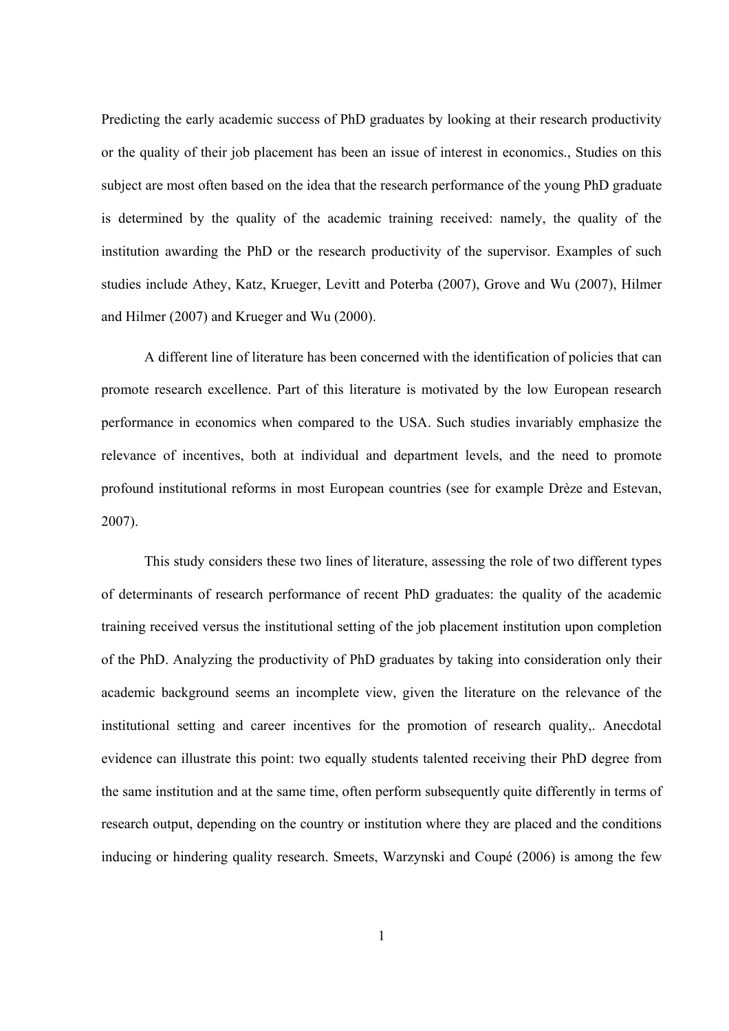Predicting the early academic success of PhD graduates by looking at their research productivity or the quality of their job placement has been an issue of interest in economics., Studies on this subject are most often based on the idea that the research performance of the young PhD graduate is determined by the quality of the academic training received: namely, the quality of the institution awarding the PhD or the research productivity of the supervisor. Examples of such studies include Athey, Katz, Krueger, Levitt and Poterba (2007), Grove and Wu (2007), Hilmer and Hilmer (2007) and Krueger and Wu (2000).

A different line of literature has been concerned with the identification of policies that can promote research excellence. Part of this literature is motivated by the low European research performance in economics when compared to the USA. Such studies invariably emphasize the relevance of incentives, both at individual and department levels, and the need to promote profound institutional reforms in most European countries (see for example Drèze and Estevan, 2007).

This study considers these two lines of literature, assessing the role of two different types of determinants of research performance of recent PhD graduates: the quality of the academic training received versus the institutional setting of the job placement institution upon completion of the PhD. Analyzing the productivity of PhD graduates by taking into consideration only their academic background seems an incomplete view, given the literature on the relevance of the institutional setting and career incentives for the promotion of research quality,. Anecdotal evidence can illustrate this point: two equally students talented receiving their PhD degree from the same institution and at the same time, often perform subsequently quite differently in terms of research output, depending on the country or institution where they are placed and the conditions inducing or hindering quality research. Smeets, Warzynski and Coupé (2006) is among the few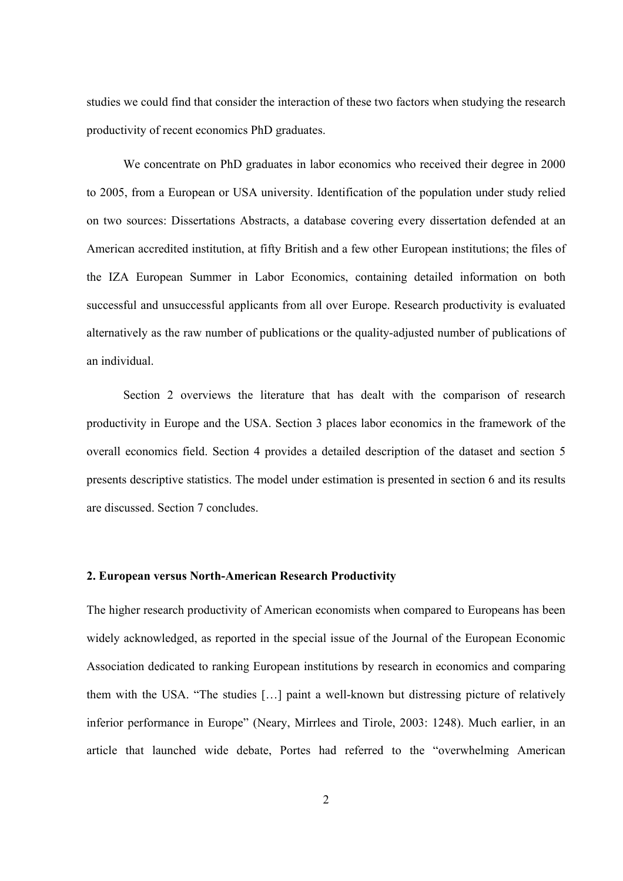studies we could find that consider the interaction of these two factors when studying the research productivity of recent economics PhD graduates.

We concentrate on PhD graduates in labor economics who received their degree in 2000 to 2005, from a European or USA university. Identification of the population under study relied on two sources: Dissertations Abstracts, a database covering every dissertation defended at an American accredited institution, at fifty British and a few other European institutions; the files of the IZA European Summer in Labor Economics, containing detailed information on both successful and unsuccessful applicants from all over Europe. Research productivity is evaluated alternatively as the raw number of publications or the quality-adjusted number of publications of an individual.

Section 2 overviews the literature that has dealt with the comparison of research productivity in Europe and the USA. Section 3 places labor economics in the framework of the overall economics field. Section 4 provides a detailed description of the dataset and section 5 presents descriptive statistics. The model under estimation is presented in section 6 and its results are discussed. Section 7 concludes.

## 2. European versus North-American Research Productivity

The higher research productivity of American economists when compared to Europeans has been widely acknowledged, as reported in the special issue of the Journal of the European Economic Association dedicated to ranking European institutions by research in economics and comparing them with the USA. "The studies […] paint a well-known but distressing picture of relatively inferior performance in Europe" (Neary, Mirrlees and Tirole, 2003: 1248). Much earlier, in an article that launched wide debate, Portes had referred to the "overwhelming American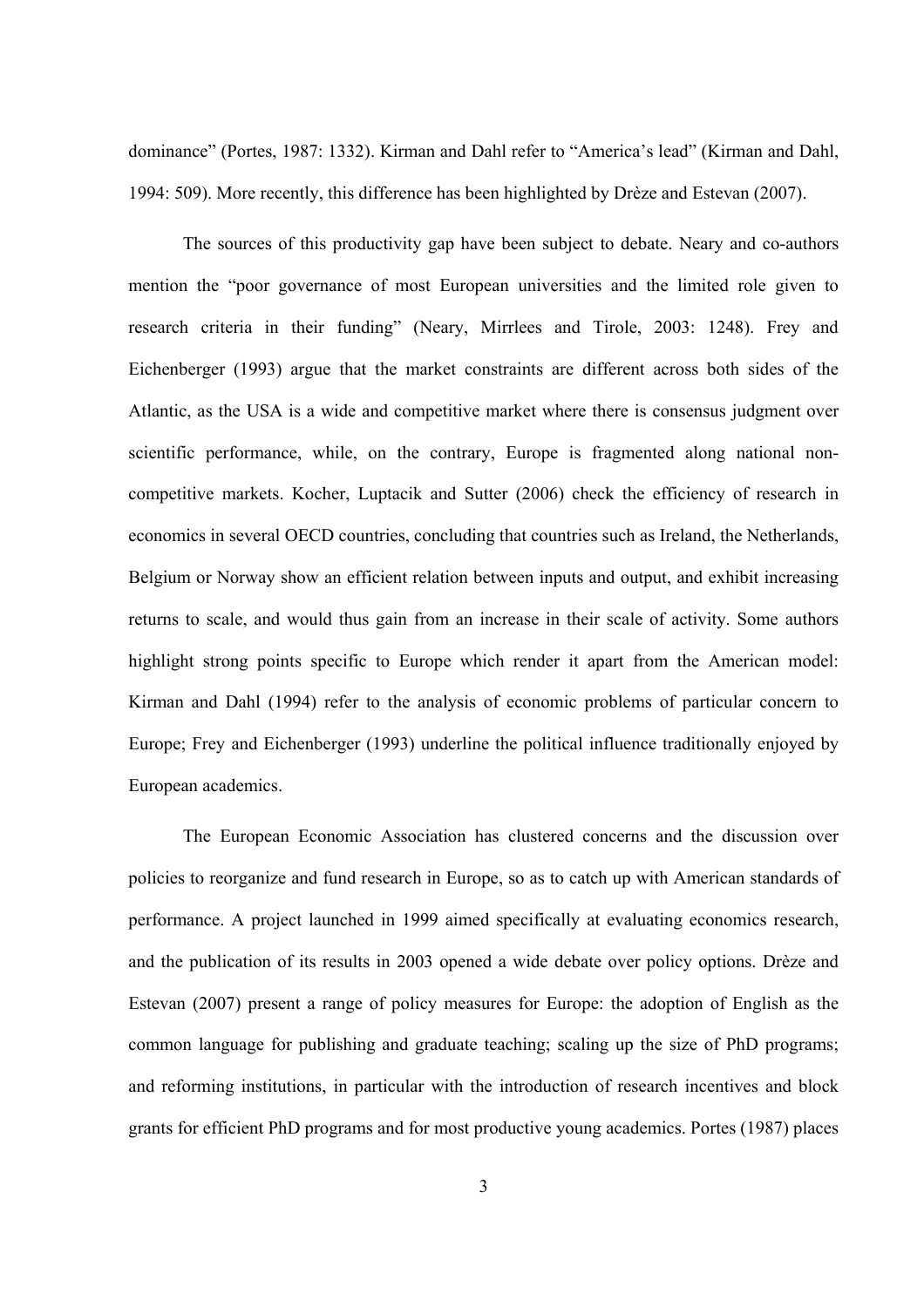dominance" (Portes, 1987: 1332). Kirman and Dahl refer to "America's lead" (Kirman and Dahl, 1994: 509). More recently, this difference has been highlighted by Drèze and Estevan (2007).

The sources of this productivity gap have been subject to debate. Neary and co-authors mention the "poor governance of most European universities and the limited role given to research criteria in their funding" (Neary, Mirrlees and Tirole, 2003: 1248). Frey and Eichenberger (1993) argue that the market constraints are different across both sides of the Atlantic, as the USA is a wide and competitive market where there is consensus judgment over scientific performance, while, on the contrary, Europe is fragmented along national non-competitive markets. Kocher, Luptacik and Sutter (2006) check the efficiency of research in economics in several OECD countries, concluding that countries such as Ireland, the Netherlands, Belgium or Norway show an efficient relation between inputs and output, and exhibit increasing returns to scale, and would thus gain from an increase in their scale of activity. Some authors highlight strong points specific to Europe which render it apart from the American model: Kirman and Dahl (1994) refer to the analysis of economic problems of particular concern to Europe; Frey and Eichenberger (1993) underline the political influence traditionally enjoyed by European academics.

The European Economic Association has clustered concerns and the discussion over policies to reorganize and fund research in Europe, so as to catch up with American standards of performance. A project launched in 1999 aimed specifically at evaluating economics research, and the publication of its results in 2003 opened a wide debate over policy options. Drèze and Estevan (2007) present a range of policy measures for Europe: the adoption of English as the common language for publishing and graduate teaching; scaling up the size of PhD programs; and reforming institutions, in particular with the introduction of research incentives and block grants for efficient PhD programs and for most productive young academics. Portes (1987) places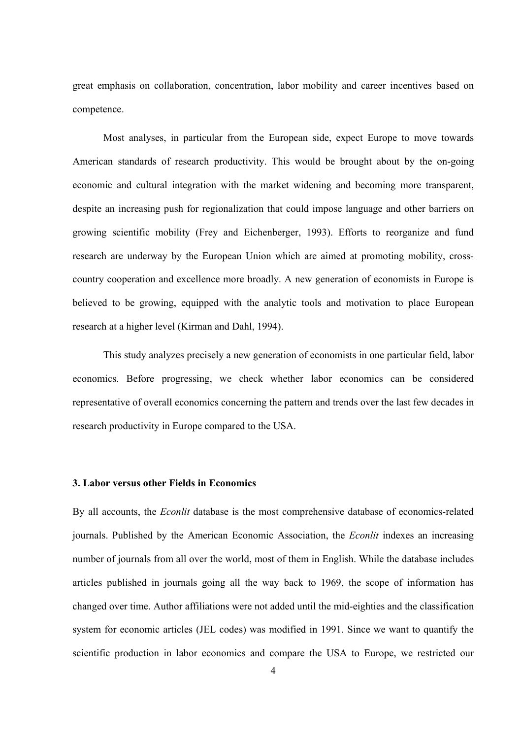great emphasis on collaboration, concentration, labor mobility and career incentives based on competence.

Most analyses, in particular from the European side, expect Europe to move towards American standards of research productivity. This would be brought about by the on-going economic and cultural integration with the market widening and becoming more transparent, despite an increasing push for regionalization that could impose language and other barriers on growing scientific mobility (Frey and Eichenberger, 1993). Efforts to reorganize and fund research are underway by the European Union which are aimed at promoting mobility, cross-country cooperation and excellence more broadly. A new generation of economists in Europe is believed to be growing, equipped with the analytic tools and motivation to place European research at a higher level (Kirman and Dahl, 1994).

This study analyzes precisely a new generation of economists in one particular field, labor economics. Before progressing, we check whether labor economics can be considered representative of overall economics concerning the pattern and trends over the last few decades in research productivity in Europe compared to the USA.

### 3. Labor versus other Fields in Economics

By all accounts, the *Econlit* database is the most comprehensive database of economics-related journals. Published by the American Economic Association, the *Econlit* indexes an increasing number of journals from all over the world, most of them in English. While the database includes articles published in journals going all the way back to 1969, the scope of information has changed over time. Author affiliations were not added until the mid-eighties and the classification system for economic articles (JEL codes) was modified in 1991. Since we want to quantify the scientific production in labor economics and compare the USA to Europe, we restricted our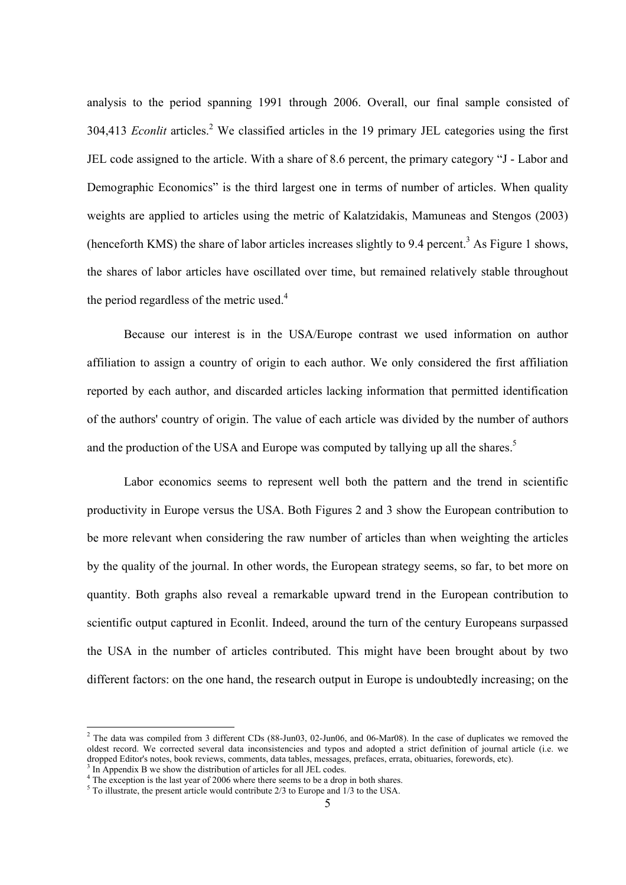analysis to the period spanning 1991 through 2006. Overall, our final sample consisted of 304,413 *Econlit* articles.[2] We classified articles in the 19 primary JEL categories using the first JEL code assigned to the article. With a share of 8.6 percent, the primary category "J - Labor and Demographic Economics" is the third largest one in terms of number of articles. When quality weights are applied to articles using the metric of Kalatzidakis, Mamuneas and Stengos (2003) (henceforth KMS) the share of labor articles increases slightly to 9.4 percent.[3] As Figure 1 shows, the shares of labor articles have oscillated over time, but remained relatively stable throughout the period regardless of the metric used.[4]

Because our interest is in the USA/Europe contrast we used information on author affiliation to assign a country of origin to each author. We only considered the first affiliation reported by each author, and discarded articles lacking information that permitted identification of the authors' country of origin. The value of each article was divided by the number of authors and the production of the USA and Europe was computed by tallying up all the shares.[5]

Labor economics seems to represent well both the pattern and the trend in scientific productivity in Europe versus the USA. Both Figures 2 and 3 show the European contribution to be more relevant when considering the raw number of articles than when weighting the articles by the quality of the journal. In other words, the European strategy seems, so far, to bet more on quantity. Both graphs also reveal a remarkable upward trend in the European contribution to scientific output captured in Econlit. Indeed, around the turn of the century Europeans surpassed the USA in the number of articles contributed. This might have been brought about by two different factors: on the one hand, the research output in Europe is undoubtedly increasing; on the

---

[2] The data was compiled from 3 different CDs (88-Jun03, 02-Jun06, and 06-Mar08). In the case of duplicates we removed the oldest record. We corrected several data inconsistencies and typos and adopted a strict definition of journal article (i.e. we dropped Editor's notes, book reviews, comments, data tables, messages, prefaces, errata, obituaries, forewords, etc).

[3] In Appendix B we show the distribution of articles for all JEL codes.

[4] The exception is the last year of 2006 where there seems to be a drop in both shares.

[5] To illustrate, the present article would contribute 2/3 to Europe and 1/3 to the USA.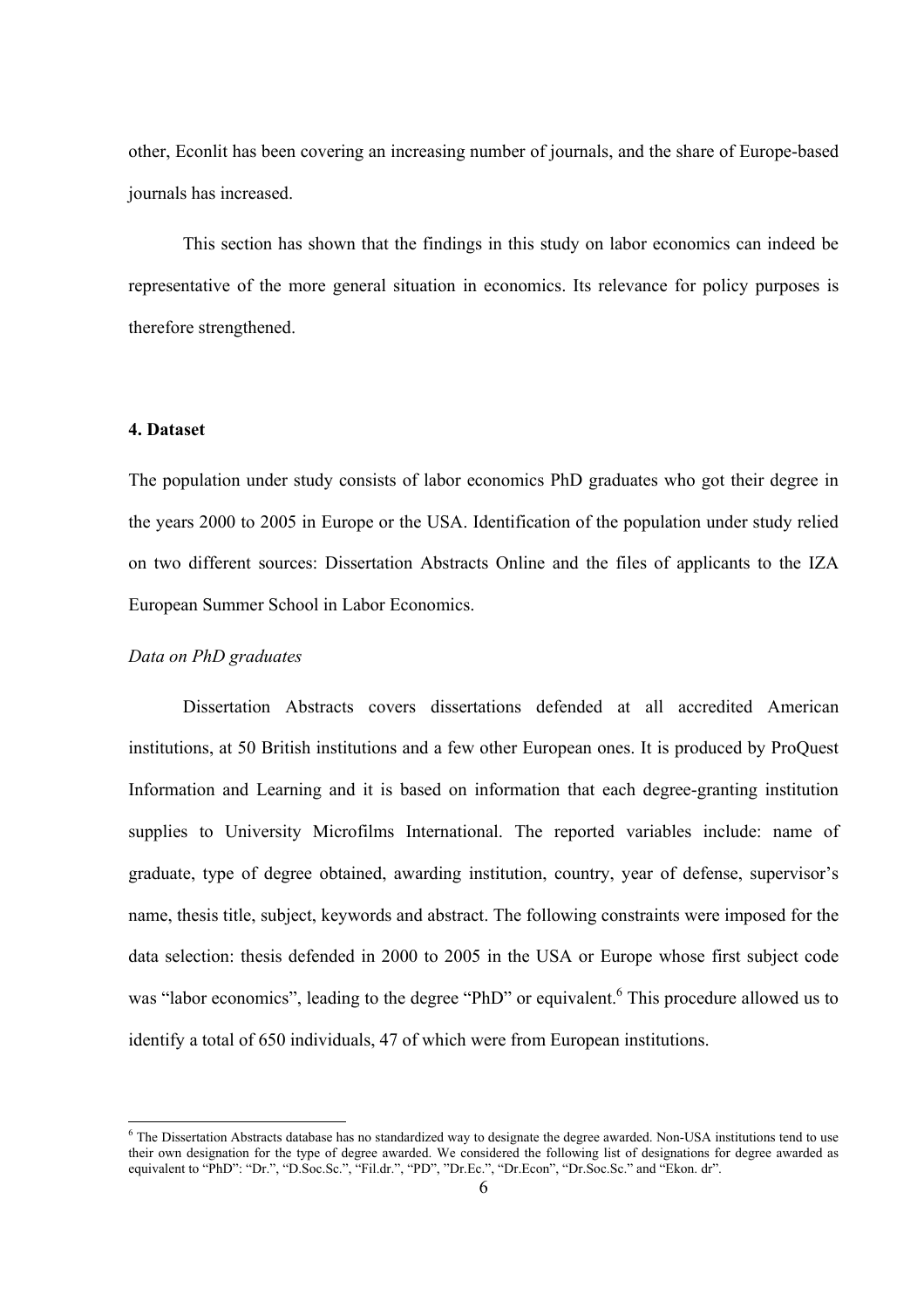other, Econlit has been covering an increasing number of journals, and the share of Europe-based journals has increased.

This section has shown that the findings in this study on labor economics can indeed be representative of the more general situation in economics. Its relevance for policy purposes is therefore strengthened.

## 4. Dataset

The population under study consists of labor economics PhD graduates who got their degree in the years 2000 to 2005 in Europe or the USA. Identification of the population under study relied on two different sources: Dissertation Abstracts Online and the files of applicants to the IZA European Summer School in Labor Economics.

*Data on PhD graduates*

Dissertation Abstracts covers dissertations defended at all accredited American institutions, at 50 British institutions and a few other European ones. It is produced by ProQuest Information and Learning and it is based on information that each degree-granting institution supplies to University Microfilms International. The reported variables include: name of graduate, type of degree obtained, awarding institution, country, year of defense, supervisor's name, thesis title, subject, keywords and abstract. The following constraints were imposed for the data selection: thesis defended in 2000 to 2005 in the USA or Europe whose first subject code was "labor economics", leading to the degree "PhD" or equivalent.[6] This procedure allowed us to identify a total of 650 individuals, 47 of which were from European institutions.

---

[6] The Dissertation Abstracts database has no standardized way to designate the degree awarded. Non-USA institutions tend to use their own designation for the type of degree awarded. We considered the following list of designations for degree awarded as equivalent to "PhD": "Dr.", "D.Soc.Sc.", "Fil.dr.", "PD", "Dr.Ec.", "Dr.Econ", "Dr.Soc.Sc." and "Ekon. dr".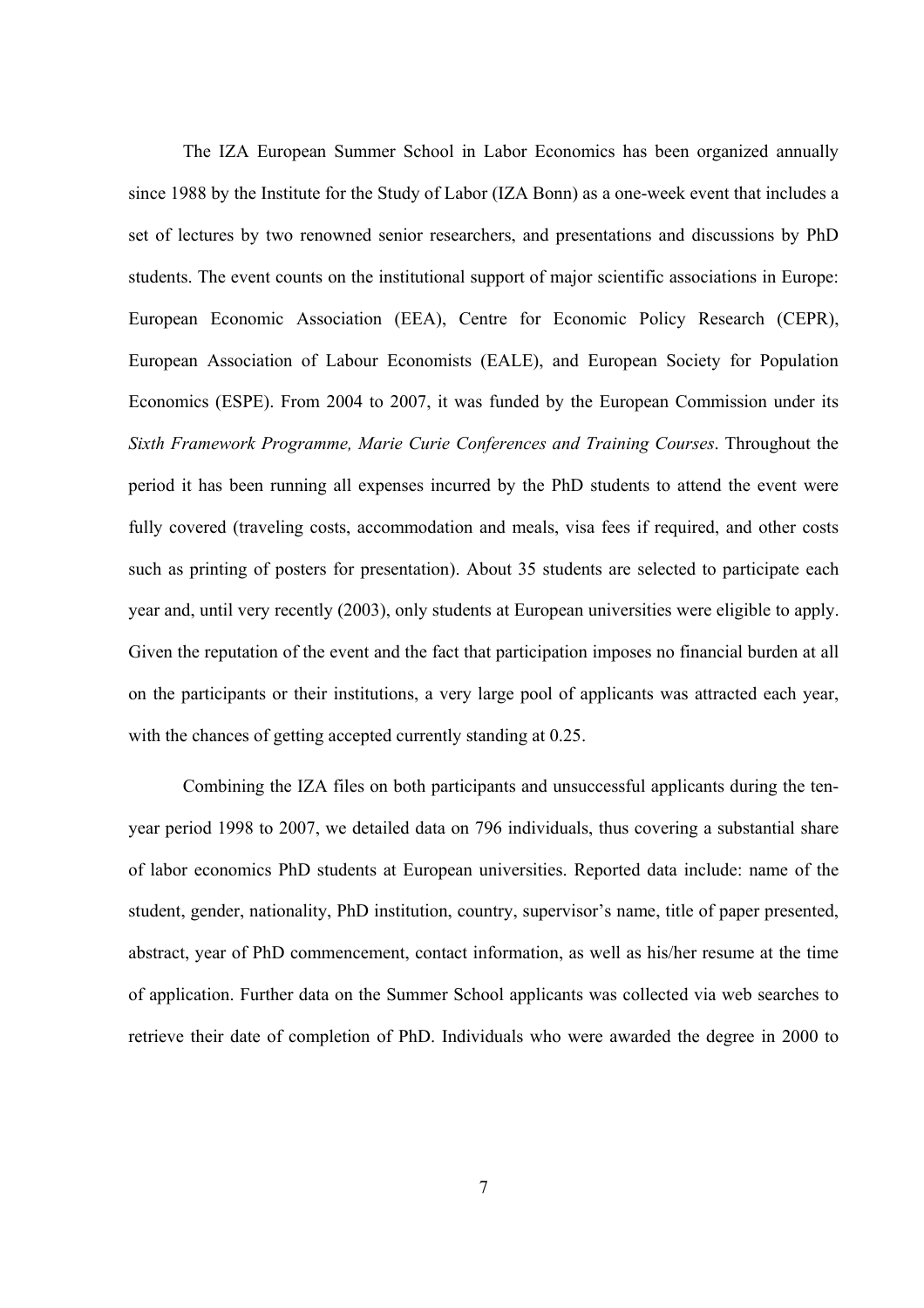The IZA European Summer School in Labor Economics has been organized annually since 1988 by the Institute for the Study of Labor (IZA Bonn) as a one-week event that includes a set of lectures by two renowned senior researchers, and presentations and discussions by PhD students. The event counts on the institutional support of major scientific associations in Europe: European Economic Association (EEA), Centre for Economic Policy Research (CEPR), European Association of Labour Economists (EALE), and European Society for Population Economics (ESPE). From 2004 to 2007, it was funded by the European Commission under its *Sixth Framework Programme, Marie Curie Conferences and Training Courses*. Throughout the period it has been running all expenses incurred by the PhD students to attend the event were fully covered (traveling costs, accommodation and meals, visa fees if required, and other costs such as printing of posters for presentation). About 35 students are selected to participate each year and, until very recently (2003), only students at European universities were eligible to apply. Given the reputation of the event and the fact that participation imposes no financial burden at all on the participants or their institutions, a very large pool of applicants was attracted each year, with the chances of getting accepted currently standing at 0.25.

Combining the IZA files on both participants and unsuccessful applicants during the ten-year period 1998 to 2007, we detailed data on 796 individuals, thus covering a substantial share of labor economics PhD students at European universities. Reported data include: name of the student, gender, nationality, PhD institution, country, supervisor's name, title of paper presented, abstract, year of PhD commencement, contact information, as well as his/her resume at the time of application. Further data on the Summer School applicants was collected via web searches to retrieve their date of completion of PhD. Individuals who were awarded the degree in 2000 to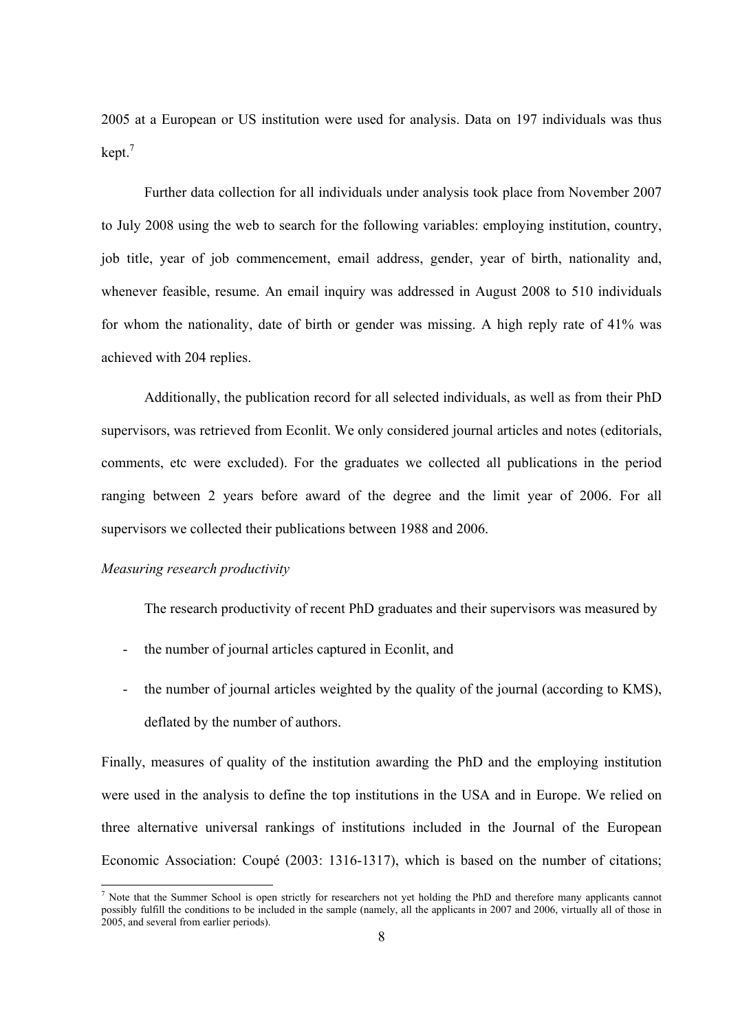2005 at a European or US institution were used for analysis. Data on 197 individuals was thus kept.[7]

Further data collection for all individuals under analysis took place from November 2007 to July 2008 using the web to search for the following variables: employing institution, country, job title, year of job commencement, email address, gender, year of birth, nationality and, whenever feasible, resume. An email inquiry was addressed in August 2008 to 510 individuals for whom the nationality, date of birth or gender was missing. A high reply rate of 41% was achieved with 204 replies.

Additionally, the publication record for all selected individuals, as well as from their PhD supervisors, was retrieved from Econlit. We only considered journal articles and notes (editorials, comments, etc were excluded). For the graduates we collected all publications in the period ranging between 2 years before award of the degree and the limit year of 2006. For all supervisors we collected their publications between 1988 and 2006.

*Measuring research productivity*

The research productivity of recent PhD graduates and their supervisors was measured by

- the number of journal articles captured in Econlit, and
- the number of journal articles weighted by the quality of the journal (according to KMS), deflated by the number of authors.

Finally, measures of quality of the institution awarding the PhD and the employing institution were used in the analysis to define the top institutions in the USA and in Europe. We relied on three alternative universal rankings of institutions included in the Journal of the European Economic Association: Coupé (2003: 1316-1317), which is based on the number of citations;

[7] Note that the Summer School is open strictly for researchers not yet holding the PhD and therefore many applicants cannot possibly fulfill the conditions to be included in the sample (namely, all the applicants in 2007 and 2006, virtually all of those in 2005, and several from earlier periods).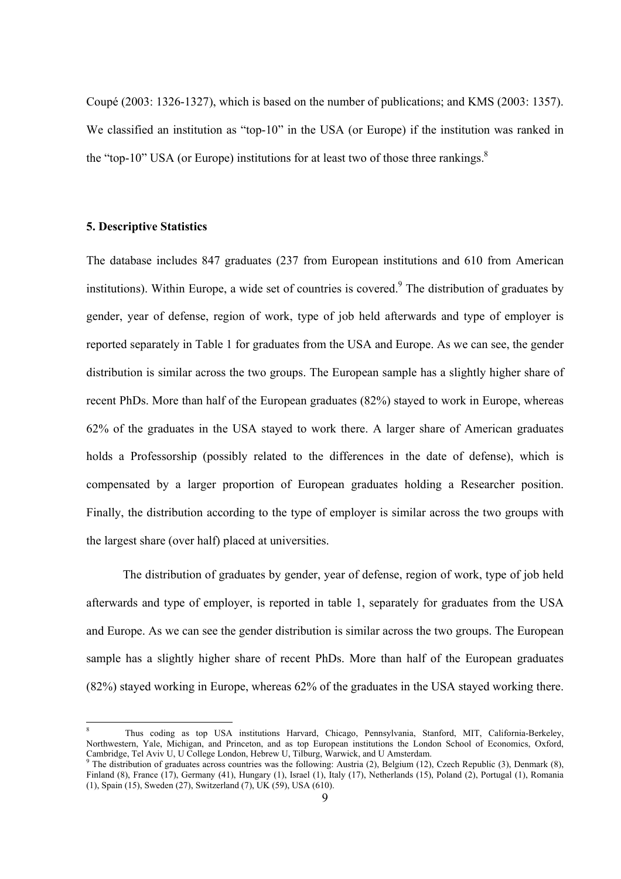Coupé (2003: 1326-1327), which is based on the number of publications; and KMS (2003: 1357). We classified an institution as "top-10" in the USA (or Europe) if the institution was ranked in the "top-10" USA (or Europe) institutions for at least two of those three rankings.[8]

### 5. Descriptive Statistics

The database includes 847 graduates (237 from European institutions and 610 from American institutions). Within Europe, a wide set of countries is covered.[9] The distribution of graduates by gender, year of defense, region of work, type of job held afterwards and type of employer is reported separately in Table 1 for graduates from the USA and Europe. As we can see, the gender distribution is similar across the two groups. The European sample has a slightly higher share of recent PhDs. More than half of the European graduates (82%) stayed to work in Europe, whereas 62% of the graduates in the USA stayed to work there. A larger share of American graduates holds a Professorship (possibly related to the differences in the date of defense), which is compensated by a larger proportion of European graduates holding a Researcher position. Finally, the distribution according to the type of employer is similar across the two groups with the largest share (over half) placed at universities.

The distribution of graduates by gender, year of defense, region of work, type of job held afterwards and type of employer, is reported in table 1, separately for graduates from the USA and Europe. As we can see the gender distribution is similar across the two groups. The European sample has a slightly higher share of recent PhDs. More than half of the European graduates (82%) stayed working in Europe, whereas 62% of the graduates in the USA stayed working there.

[8] Thus coding as top USA institutions Harvard, Chicago, Pennsylvania, Stanford, MIT, California-Berkeley, Northwestern, Yale, Michigan, and Princeton, and as top European institutions the London School of Economics, Oxford, Cambridge, Tel Aviv U, U College London, Hebrew U, Tilburg, Warwick, and U Amsterdam.

[9] The distribution of graduates across countries was the following: Austria (2), Belgium (12), Czech Republic (3), Denmark (8), Finland (8), France (17), Germany (41), Hungary (1), Israel (1), Italy (17), Netherlands (15), Poland (2), Portugal (1), Romania (1), Spain (15), Sweden (27), Switzerland (7), UK (59), USA (610).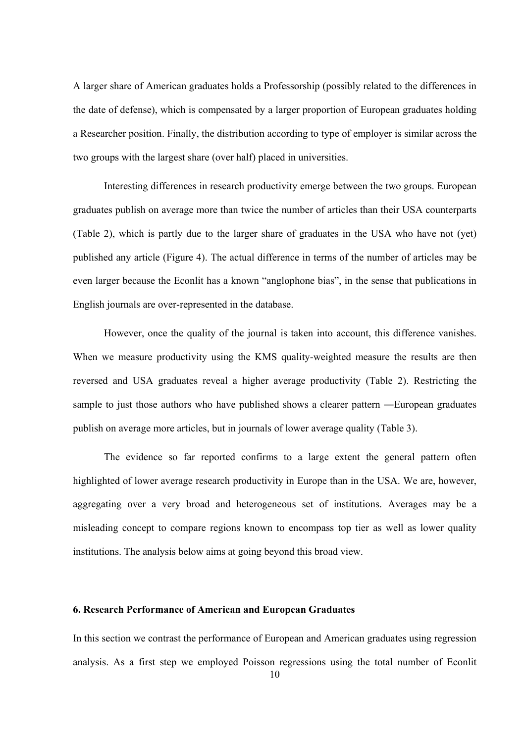A larger share of American graduates holds a Professorship (possibly related to the differences in the date of defense), which is compensated by a larger proportion of European graduates holding a Researcher position. Finally, the distribution according to type of employer is similar across the two groups with the largest share (over half) placed in universities.

Interesting differences in research productivity emerge between the two groups. European graduates publish on average more than twice the number of articles than their USA counterparts (Table 2), which is partly due to the larger share of graduates in the USA who have not (yet) published any article (Figure 4). The actual difference in terms of the number of articles may be even larger because the Econlit has a known "anglophone bias", in the sense that publications in English journals are over-represented in the database.

However, once the quality of the journal is taken into account, this difference vanishes. When we measure productivity using the KMS quality-weighted measure the results are then reversed and USA graduates reveal a higher average productivity (Table 2). Restricting the sample to just those authors who have published shows a clearer pattern ―European graduates publish on average more articles, but in journals of lower average quality (Table 3).

The evidence so far reported confirms to a large extent the general pattern often highlighted of lower average research productivity in Europe than in the USA. We are, however, aggregating over a very broad and heterogeneous set of institutions. Averages may be a misleading concept to compare regions known to encompass top tier as well as lower quality institutions. The analysis below aims at going beyond this broad view.

## 6. Research Performance of American and European Graduates

In this section we contrast the performance of European and American graduates using regression analysis. As a first step we employed Poisson regressions using the total number of Econlit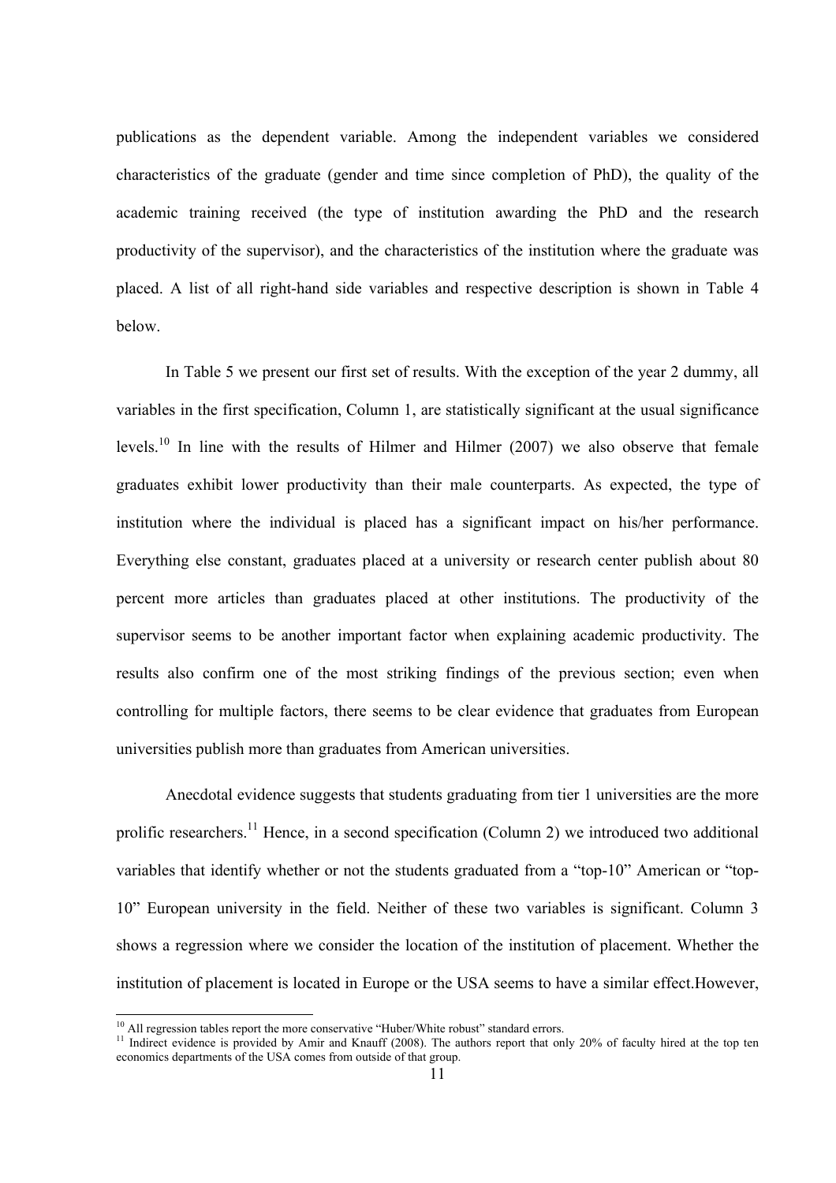publications as the dependent variable. Among the independent variables we considered characteristics of the graduate (gender and time since completion of PhD), the quality of the academic training received (the type of institution awarding the PhD and the research productivity of the supervisor), and the characteristics of the institution where the graduate was placed. A list of all right-hand side variables and respective description is shown in Table 4 below.

In Table 5 we present our first set of results. With the exception of the year 2 dummy, all variables in the first specification, Column 1, are statistically significant at the usual significance levels.[10] In line with the results of Hilmer and Hilmer (2007) we also observe that female graduates exhibit lower productivity than their male counterparts. As expected, the type of institution where the individual is placed has a significant impact on his/her performance. Everything else constant, graduates placed at a university or research center publish about 80 percent more articles than graduates placed at other institutions. The productivity of the supervisor seems to be another important factor when explaining academic productivity. The results also confirm one of the most striking findings of the previous section; even when controlling for multiple factors, there seems to be clear evidence that graduates from European universities publish more than graduates from American universities.

Anecdotal evidence suggests that students graduating from tier 1 universities are the more prolific researchers.[11] Hence, in a second specification (Column 2) we introduced two additional variables that identify whether or not the students graduated from a "top-10" American or "top-10" European university in the field. Neither of these two variables is significant. Column 3 shows a regression where we consider the location of the institution of placement. Whether the institution of placement is located in Europe or the USA seems to have a similar effect.However,

[10] All regression tables report the more conservative "Huber/White robust" standard errors.

[11] Indirect evidence is provided by Amir and Knauff (2008). The authors report that only 20% of faculty hired at the top ten economics departments of the USA comes from outside of that group.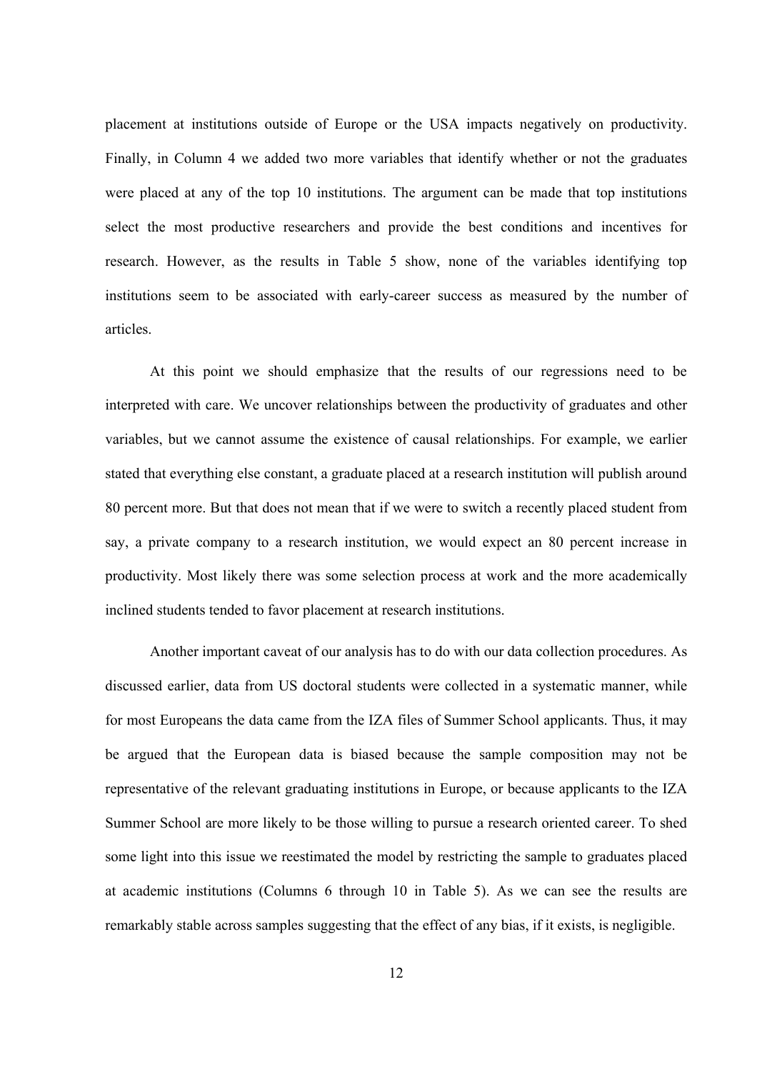placement at institutions outside of Europe or the USA impacts negatively on productivity. Finally, in Column 4 we added two more variables that identify whether or not the graduates were placed at any of the top 10 institutions. The argument can be made that top institutions select the most productive researchers and provide the best conditions and incentives for research. However, as the results in Table 5 show, none of the variables identifying top institutions seem to be associated with early-career success as measured by the number of articles.

At this point we should emphasize that the results of our regressions need to be interpreted with care. We uncover relationships between the productivity of graduates and other variables, but we cannot assume the existence of causal relationships. For example, we earlier stated that everything else constant, a graduate placed at a research institution will publish around 80 percent more. But that does not mean that if we were to switch a recently placed student from say, a private company to a research institution, we would expect an 80 percent increase in productivity. Most likely there was some selection process at work and the more academically inclined students tended to favor placement at research institutions.

Another important caveat of our analysis has to do with our data collection procedures. As discussed earlier, data from US doctoral students were collected in a systematic manner, while for most Europeans the data came from the IZA files of Summer School applicants. Thus, it may be argued that the European data is biased because the sample composition may not be representative of the relevant graduating institutions in Europe, or because applicants to the IZA Summer School are more likely to be those willing to pursue a research oriented career. To shed some light into this issue we reestimated the model by restricting the sample to graduates placed at academic institutions (Columns 6 through 10 in Table 5). As we can see the results are remarkably stable across samples suggesting that the effect of any bias, if it exists, is negligible.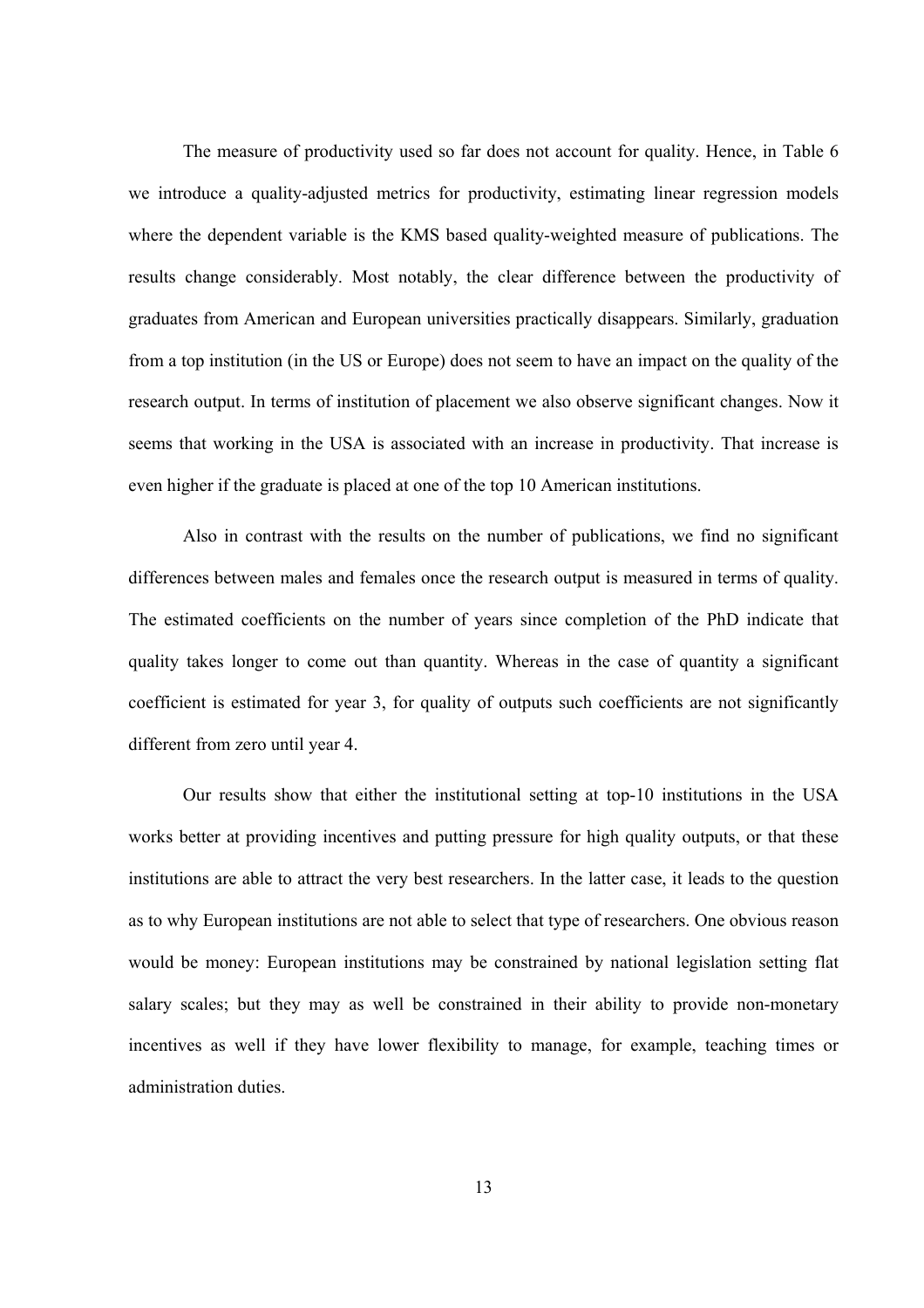The measure of productivity used so far does not account for quality. Hence, in Table 6 we introduce a quality-adjusted metrics for productivity, estimating linear regression models where the dependent variable is the KMS based quality-weighted measure of publications. The results change considerably. Most notably, the clear difference between the productivity of graduates from American and European universities practically disappears. Similarly, graduation from a top institution (in the US or Europe) does not seem to have an impact on the quality of the research output. In terms of institution of placement we also observe significant changes. Now it seems that working in the USA is associated with an increase in productivity. That increase is even higher if the graduate is placed at one of the top 10 American institutions.

Also in contrast with the results on the number of publications, we find no significant differences between males and females once the research output is measured in terms of quality. The estimated coefficients on the number of years since completion of the PhD indicate that quality takes longer to come out than quantity. Whereas in the case of quantity a significant coefficient is estimated for year 3, for quality of outputs such coefficients are not significantly different from zero until year 4.

Our results show that either the institutional setting at top-10 institutions in the USA works better at providing incentives and putting pressure for high quality outputs, or that these institutions are able to attract the very best researchers. In the latter case, it leads to the question as to why European institutions are not able to select that type of researchers. One obvious reason would be money: European institutions may be constrained by national legislation setting flat salary scales; but they may as well be constrained in their ability to provide non-monetary incentives as well if they have lower flexibility to manage, for example, teaching times or administration duties.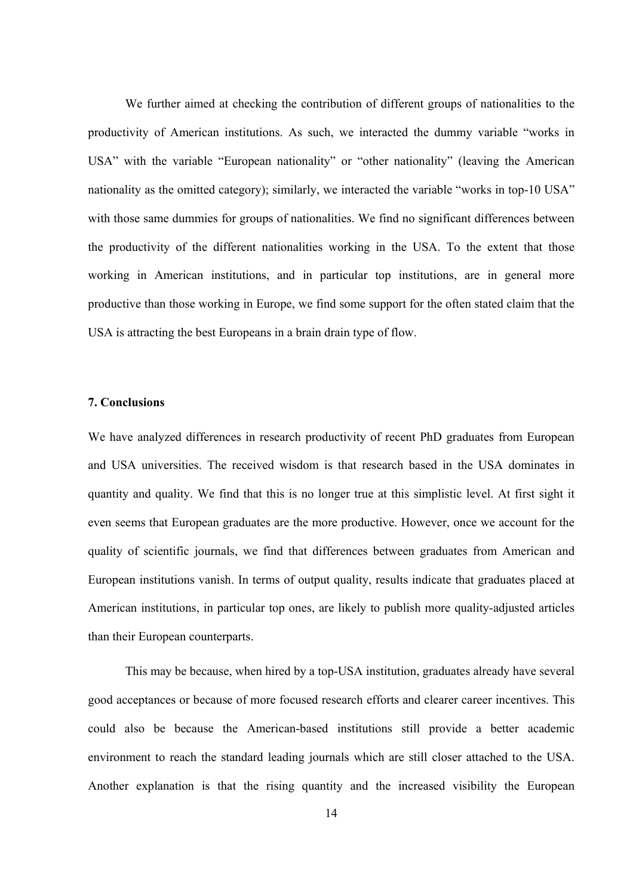We further aimed at checking the contribution of different groups of nationalities to the productivity of American institutions. As such, we interacted the dummy variable "works in USA" with the variable "European nationality" or "other nationality" (leaving the American nationality as the omitted category); similarly, we interacted the variable "works in top-10 USA" with those same dummies for groups of nationalities. We find no significant differences between the productivity of the different nationalities working in the USA. To the extent that those working in American institutions, and in particular top institutions, are in general more productive than those working in Europe, we find some support for the often stated claim that the USA is attracting the best Europeans in a brain drain type of flow.

## 7. Conclusions

We have analyzed differences in research productivity of recent PhD graduates from European and USA universities. The received wisdom is that research based in the USA dominates in quantity and quality. We find that this is no longer true at this simplistic level. At first sight it even seems that European graduates are the more productive. However, once we account for the quality of scientific journals, we find that differences between graduates from American and European institutions vanish. In terms of output quality, results indicate that graduates placed at American institutions, in particular top ones, are likely to publish more quality-adjusted articles than their European counterparts.

This may be because, when hired by a top-USA institution, graduates already have several good acceptances or because of more focused research efforts and clearer career incentives. This could also be because the American-based institutions still provide a better academic environment to reach the standard leading journals which are still closer attached to the USA. Another explanation is that the rising quantity and the increased visibility the European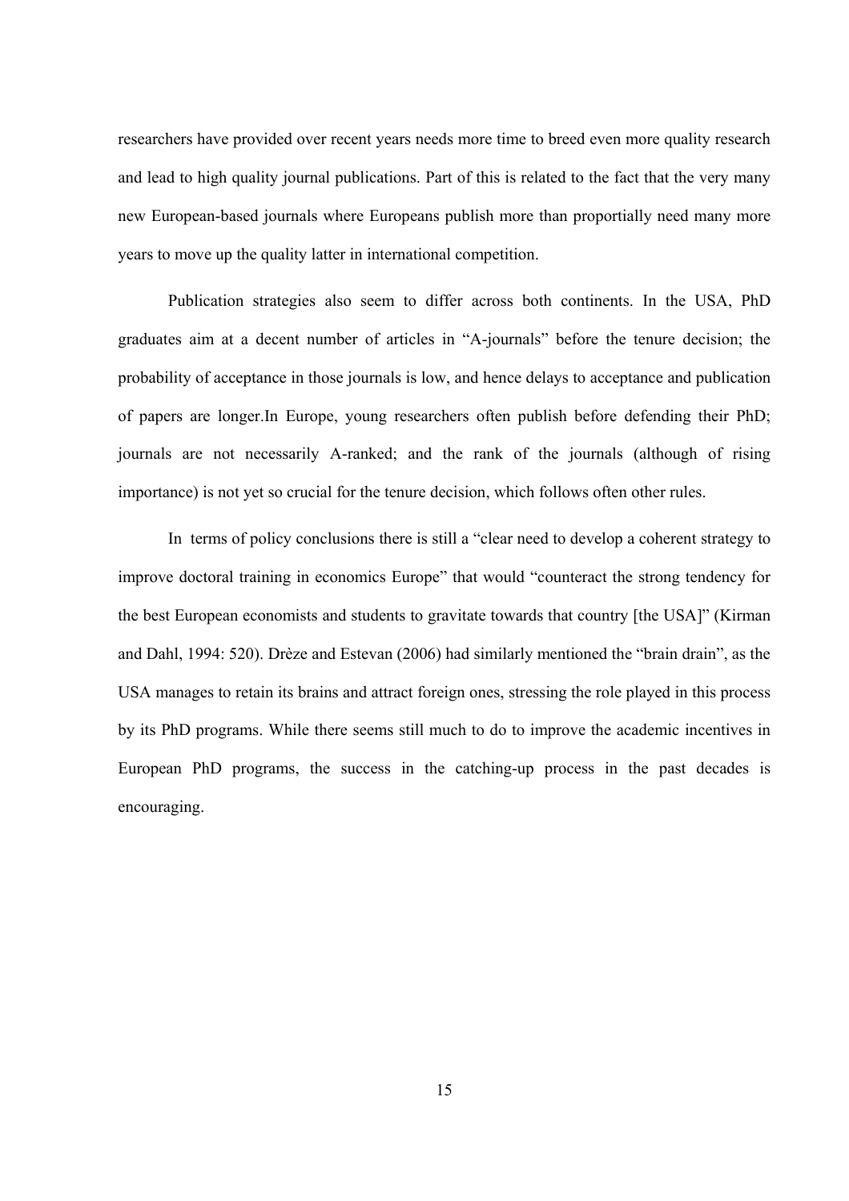researchers have provided over recent years needs more time to breed even more quality research and lead to high quality journal publications. Part of this is related to the fact that the very many new European-based journals where Europeans publish more than proportially need many more years to move up the quality latter in international competition.

Publication strategies also seem to differ across both continents. In the USA, PhD graduates aim at a decent number of articles in "A-journals" before the tenure decision; the probability of acceptance in those journals is low, and hence delays to acceptance and publication of papers are longer.In Europe, young researchers often publish before defending their PhD; journals are not necessarily A-ranked; and the rank of the journals (although of rising importance) is not yet so crucial for the tenure decision, which follows often other rules.

In terms of policy conclusions there is still a "clear need to develop a coherent strategy to improve doctoral training in economics Europe" that would "counteract the strong tendency for the best European economists and students to gravitate towards that country [the USA]" (Kirman and Dahl, 1994: 520). Drèze and Estevan (2006) had similarly mentioned the "brain drain", as the USA manages to retain its brains and attract foreign ones, stressing the role played in this process by its PhD programs. While there seems still much to do to improve the academic incentives in European PhD programs, the success in the catching-up process in the past decades is encouraging.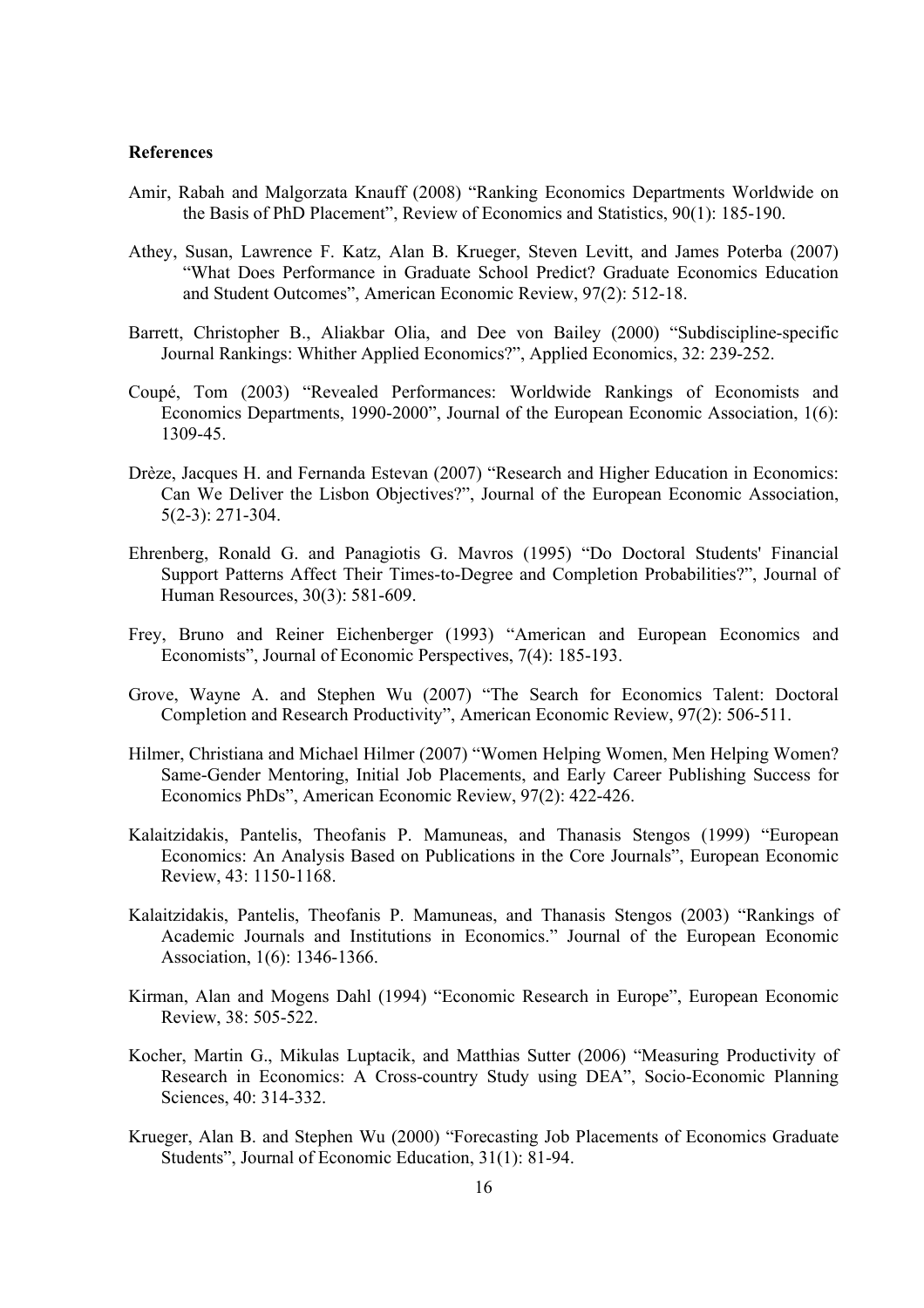**References**

Amir, Rabah and Malgorzata Knauff (2008) "Ranking Economics Departments Worldwide on the Basis of PhD Placement", Review of Economics and Statistics, 90(1): 185-190.

Athey, Susan, Lawrence F. Katz, Alan B. Krueger, Steven Levitt, and James Poterba (2007) "What Does Performance in Graduate School Predict? Graduate Economics Education and Student Outcomes", American Economic Review, 97(2): 512-18.

Barrett, Christopher B., Aliakbar Olia, and Dee von Bailey (2000) "Subdiscipline-specific Journal Rankings: Whither Applied Economics?", Applied Economics, 32: 239-252.

Coupé, Tom (2003) "Revealed Performances: Worldwide Rankings of Economists and Economics Departments, 1990-2000", Journal of the European Economic Association, 1(6): 1309-45.

Drèze, Jacques H. and Fernanda Estevan (2007) "Research and Higher Education in Economics: Can We Deliver the Lisbon Objectives?", Journal of the European Economic Association, 5(2-3): 271-304.

Ehrenberg, Ronald G. and Panagiotis G. Mavros (1995) "Do Doctoral Students' Financial Support Patterns Affect Their Times-to-Degree and Completion Probabilities?", Journal of Human Resources, 30(3): 581-609.

Frey, Bruno and Reiner Eichenberger (1993) "American and European Economics and Economists", Journal of Economic Perspectives, 7(4): 185-193.

Grove, Wayne A. and Stephen Wu (2007) "The Search for Economics Talent: Doctoral Completion and Research Productivity", American Economic Review, 97(2): 506-511.

Hilmer, Christiana and Michael Hilmer (2007) "Women Helping Women, Men Helping Women? Same-Gender Mentoring, Initial Job Placements, and Early Career Publishing Success for Economics PhDs", American Economic Review, 97(2): 422-426.

Kalaitzidakis, Pantelis, Theofanis P. Mamuneas, and Thanasis Stengos (1999) "European Economics: An Analysis Based on Publications in the Core Journals", European Economic Review, 43: 1150-1168.

Kalaitzidakis, Pantelis, Theofanis P. Mamuneas, and Thanasis Stengos (2003) "Rankings of Academic Journals and Institutions in Economics." Journal of the European Economic Association, 1(6): 1346-1366.

Kirman, Alan and Mogens Dahl (1994) "Economic Research in Europe", European Economic Review, 38: 505-522.

Kocher, Martin G., Mikulas Luptacik, and Matthias Sutter (2006) "Measuring Productivity of Research in Economics: A Cross-country Study using DEA", Socio-Economic Planning Sciences, 40: 314-332.

Krueger, Alan B. and Stephen Wu (2000) "Forecasting Job Placements of Economics Graduate Students", Journal of Economic Education, 31(1): 81-94.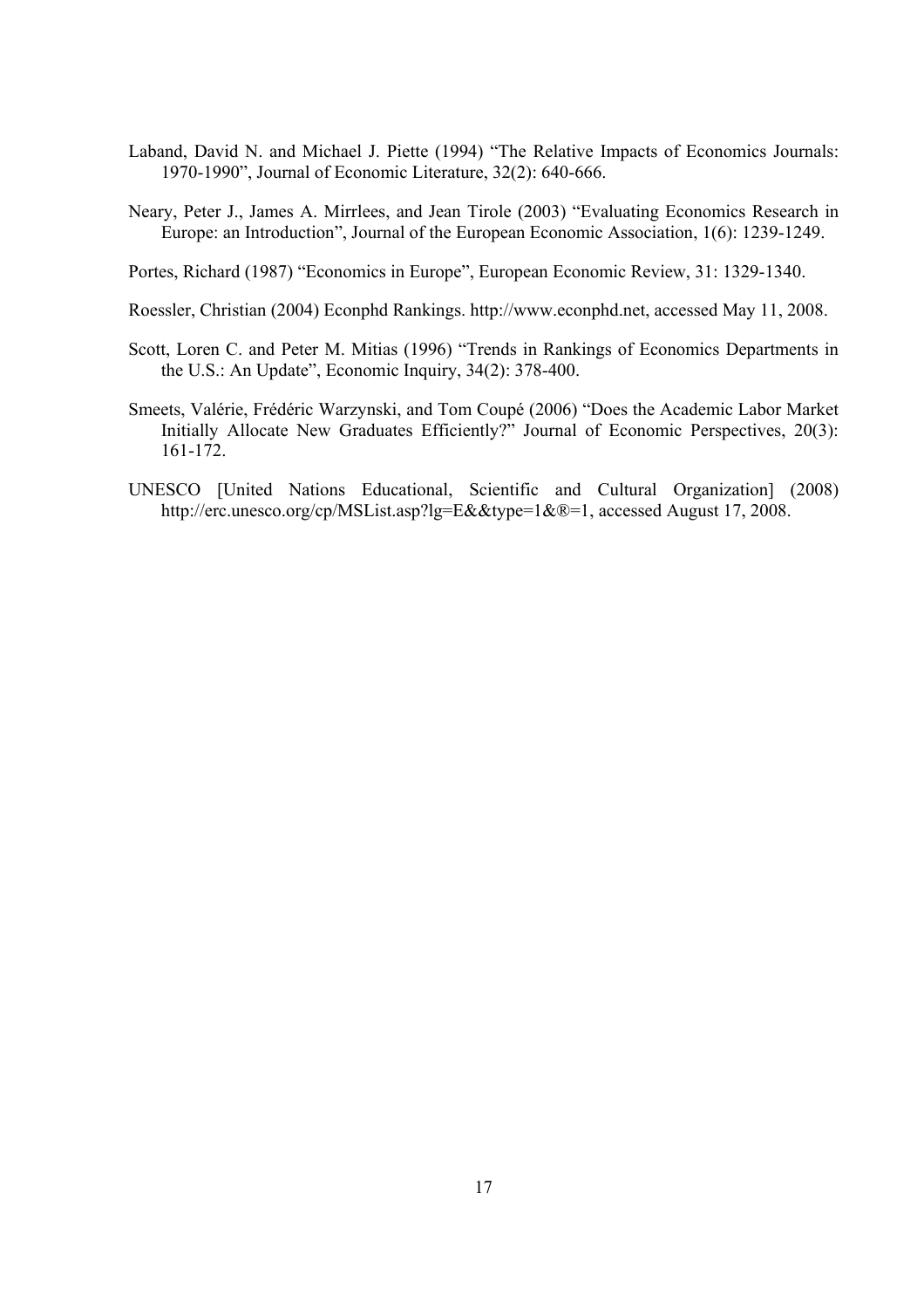Laband, David N. and Michael J. Piette (1994) "The Relative Impacts of Economics Journals: 1970-1990", Journal of Economic Literature, 32(2): 640-666.

Neary, Peter J., James A. Mirrlees, and Jean Tirole (2003) "Evaluating Economics Research in Europe: an Introduction", Journal of the European Economic Association, 1(6): 1239-1249.

Portes, Richard (1987) "Economics in Europe", European Economic Review, 31: 1329-1340.

Roessler, Christian (2004) Econphd Rankings. http://www.econphd.net, accessed May 11, 2008.

Scott, Loren C. and Peter M. Mitias (1996) "Trends in Rankings of Economics Departments in the U.S.: An Update", Economic Inquiry, 34(2): 378-400.

Smeets, Valérie, Frédéric Warzynski, and Tom Coupé (2006) "Does the Academic Labor Market Initially Allocate New Graduates Efficiently?" Journal of Economic Perspectives, 20(3): 161-172.

UNESCO [United Nations Educational, Scientific and Cultural Organization] (2008) http://erc.unesco.org/cp/MSList.asp?lg=E&&type=1&®=1, accessed August 17, 2008.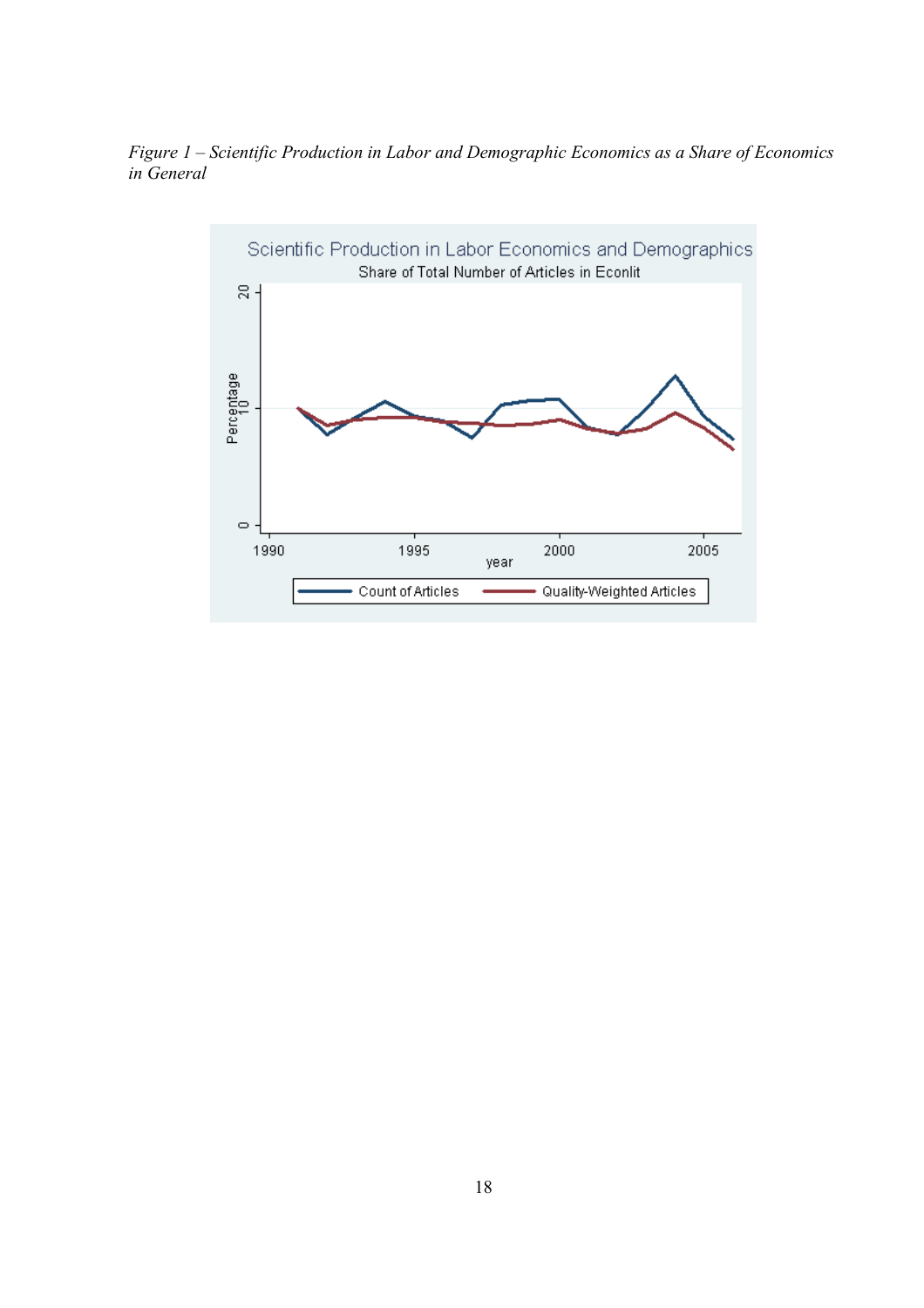*Figure 1 – Scientific Production in Labor and Demographic Economics as a Share of Economics in General*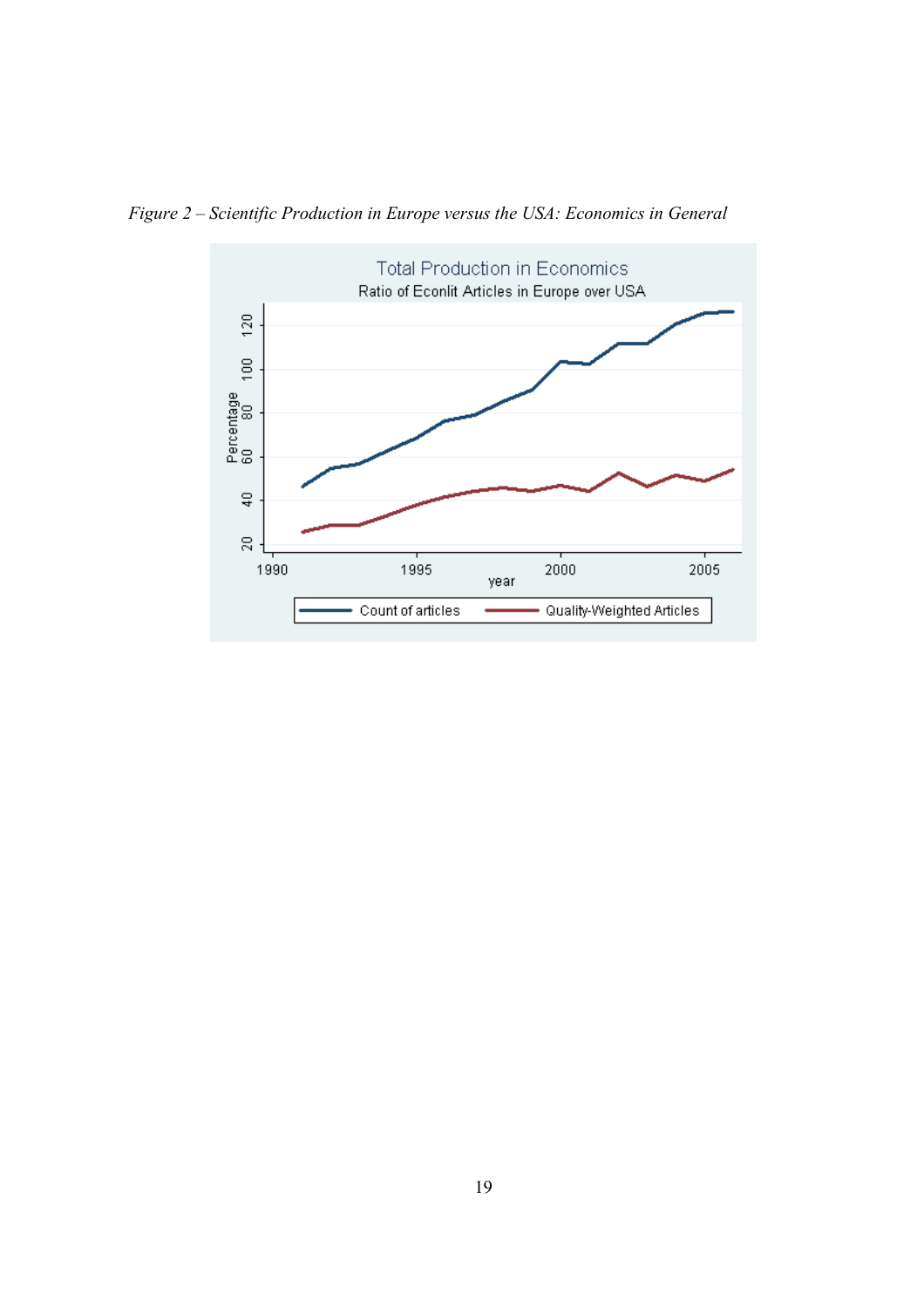*Figure 2 – Scientific Production in Europe versus the USA: Economics in General*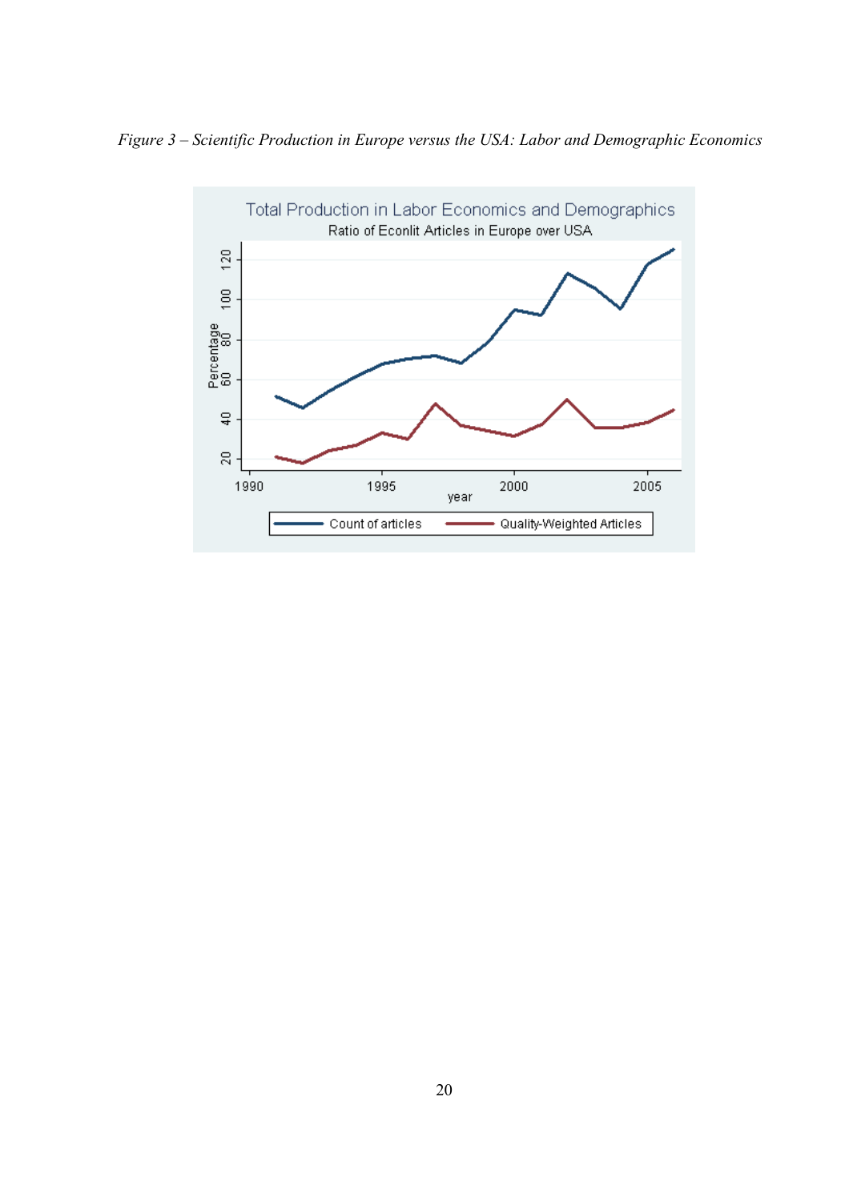*Figure 3 – Scientific Production in Europe versus the USA: Labor and Demographic Economics*

Total Production in Labor Economics and Demographics
Ratio of Econlit Articles in Europe over USA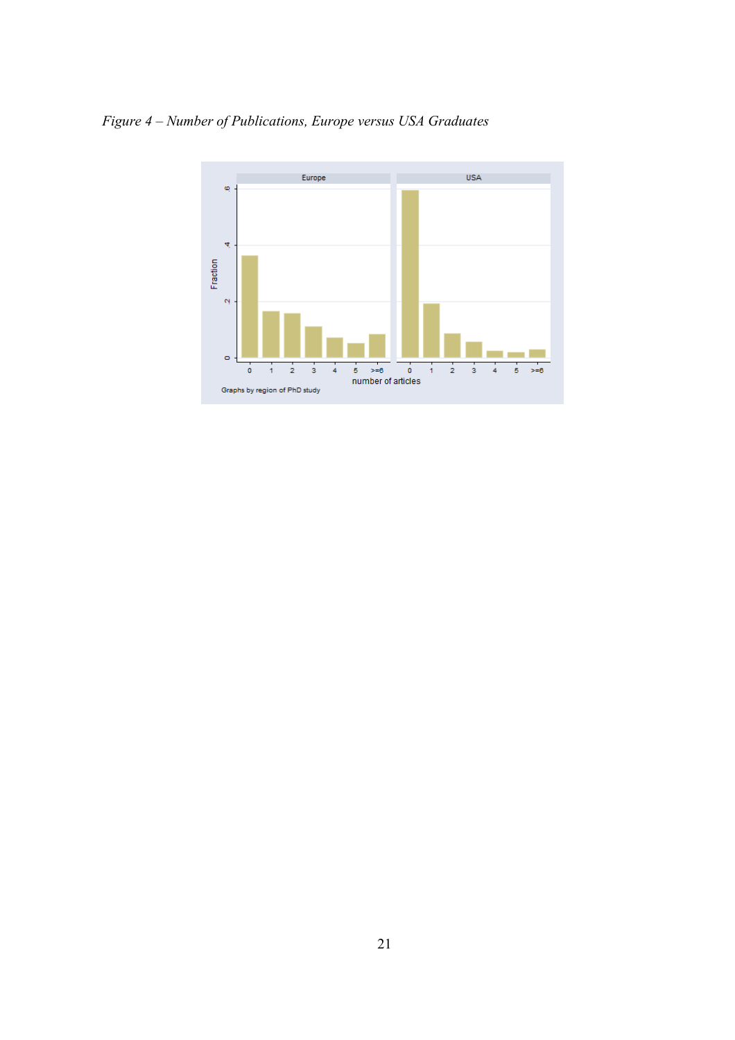*Figure 4 – Number of Publications, Europe versus USA Graduates*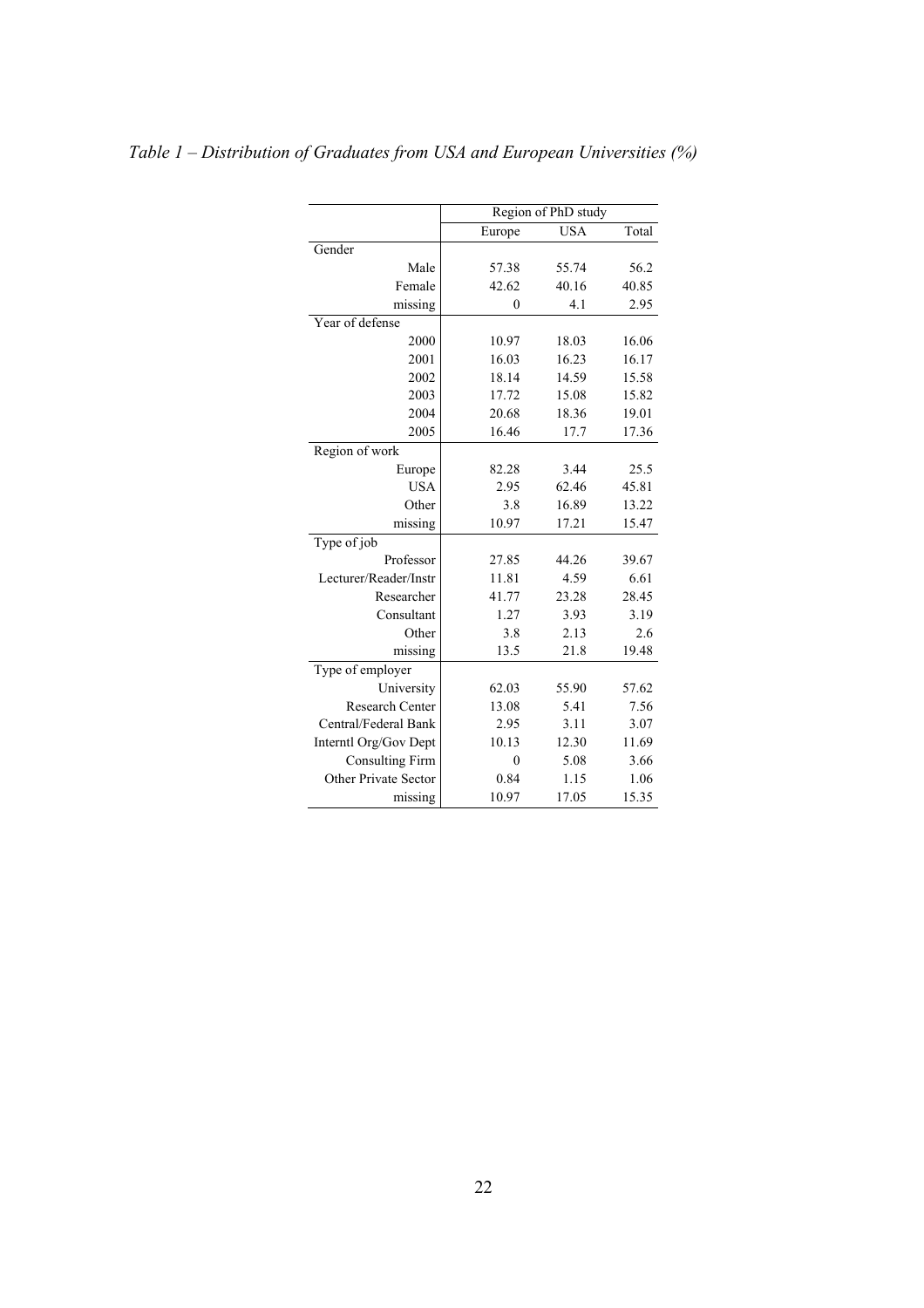*Table 1 – Distribution of Graduates from USA and European Universities (%)*

| | Region of PhD study | | |
|---|---|---|---|
| | Europe | USA | Total |
| Gender | | | |
| Male | 57.38 | 55.74 | 56.2 |
| Female | 42.62 | 40.16 | 40.85 |
| missing | 0 | 4.1 | 2.95 |
| Year of defense | | | |
| 2000 | 10.97 | 18.03 | 16.06 |
| 2001 | 16.03 | 16.23 | 16.17 |
| 2002 | 18.14 | 14.59 | 15.58 |
| 2003 | 17.72 | 15.08 | 15.82 |
| 2004 | 20.68 | 18.36 | 19.01 |
| 2005 | 16.46 | 17.7 | 17.36 |
| Region of work | | | |
| Europe | 82.28 | 3.44 | 25.5 |
| USA | 2.95 | 62.46 | 45.81 |
| Other | 3.8 | 16.89 | 13.22 |
| missing | 10.97 | 17.21 | 15.47 |
| Type of job | | | |
| Professor | 27.85 | 44.26 | 39.67 |
| Lecturer/Reader/Instr | 11.81 | 4.59 | 6.61 |
| Researcher | 41.77 | 23.28 | 28.45 |
| Consultant | 1.27 | 3.93 | 3.19 |
| Other | 3.8 | 2.13 | 2.6 |
| missing | 13.5 | 21.8 | 19.48 |
| Type of employer | | | |
| University | 62.03 | 55.90 | 57.62 |
| Research Center | 13.08 | 5.41 | 7.56 |
| Central/Federal Bank | 2.95 | 3.11 | 3.07 |
| Interntl Org/Gov Dept | 10.13 | 12.30 | 11.69 |
| Consulting Firm | 0 | 5.08 | 3.66 |
| Other Private Sector | 0.84 | 1.15 | 1.06 |
| missing | 10.97 | 17.05 | 15.35 |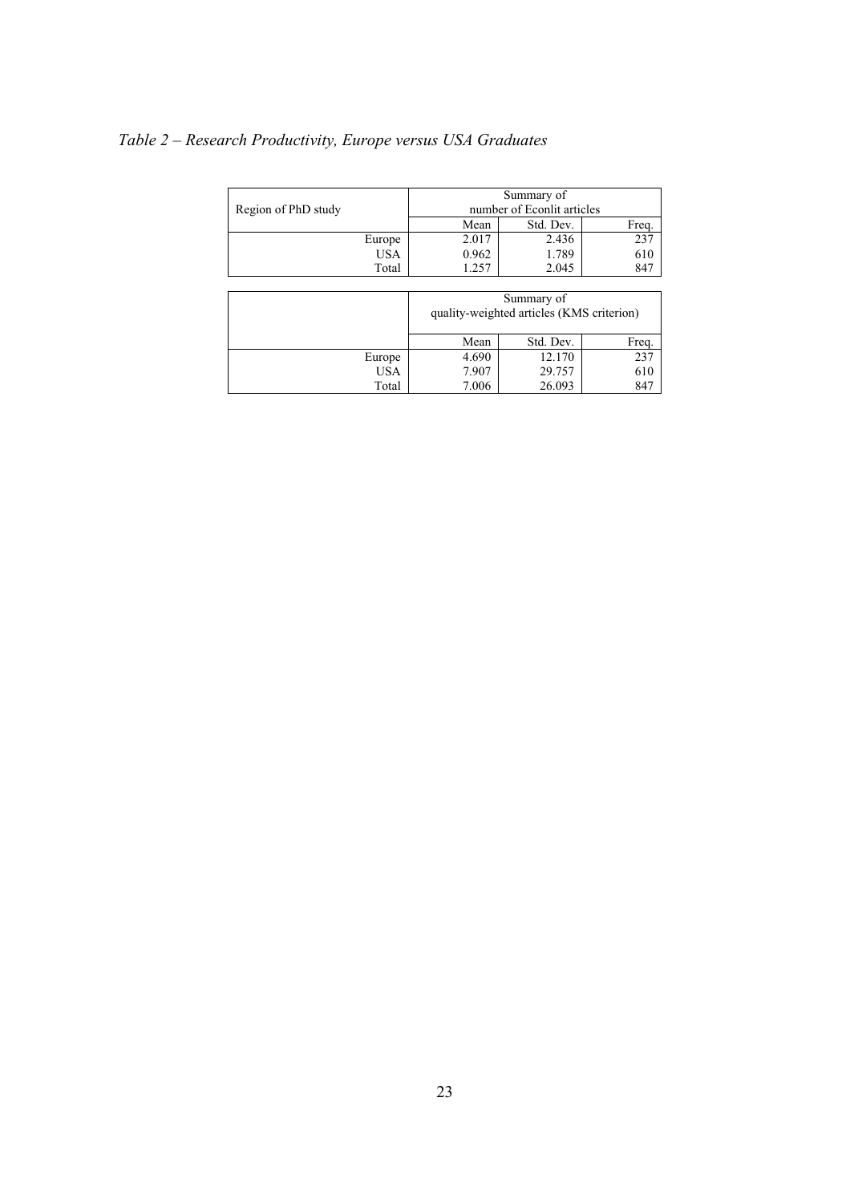*Table 2 – Research Productivity, Europe versus USA Graduates*

| Region of PhD study | Summary of number of Econlit articles | | |
|---|---|---|---|
| | Mean | Std. Dev. | Freq. |
| Europe | 2.017 | 2.436 | 237 |
| USA | 0.962 | 1.789 | 610 |
| Total | 1.257 | 2.045 | 847 |

| | Summary of quality-weighted articles (KMS criterion) | | |
|---|---|---|---|
| | Mean | Std. Dev. | Freq. |
| Europe | 4.690 | 12.170 | 237 |
| USA | 7.907 | 29.757 | 610 |
| Total | 7.006 | 26.093 | 847 |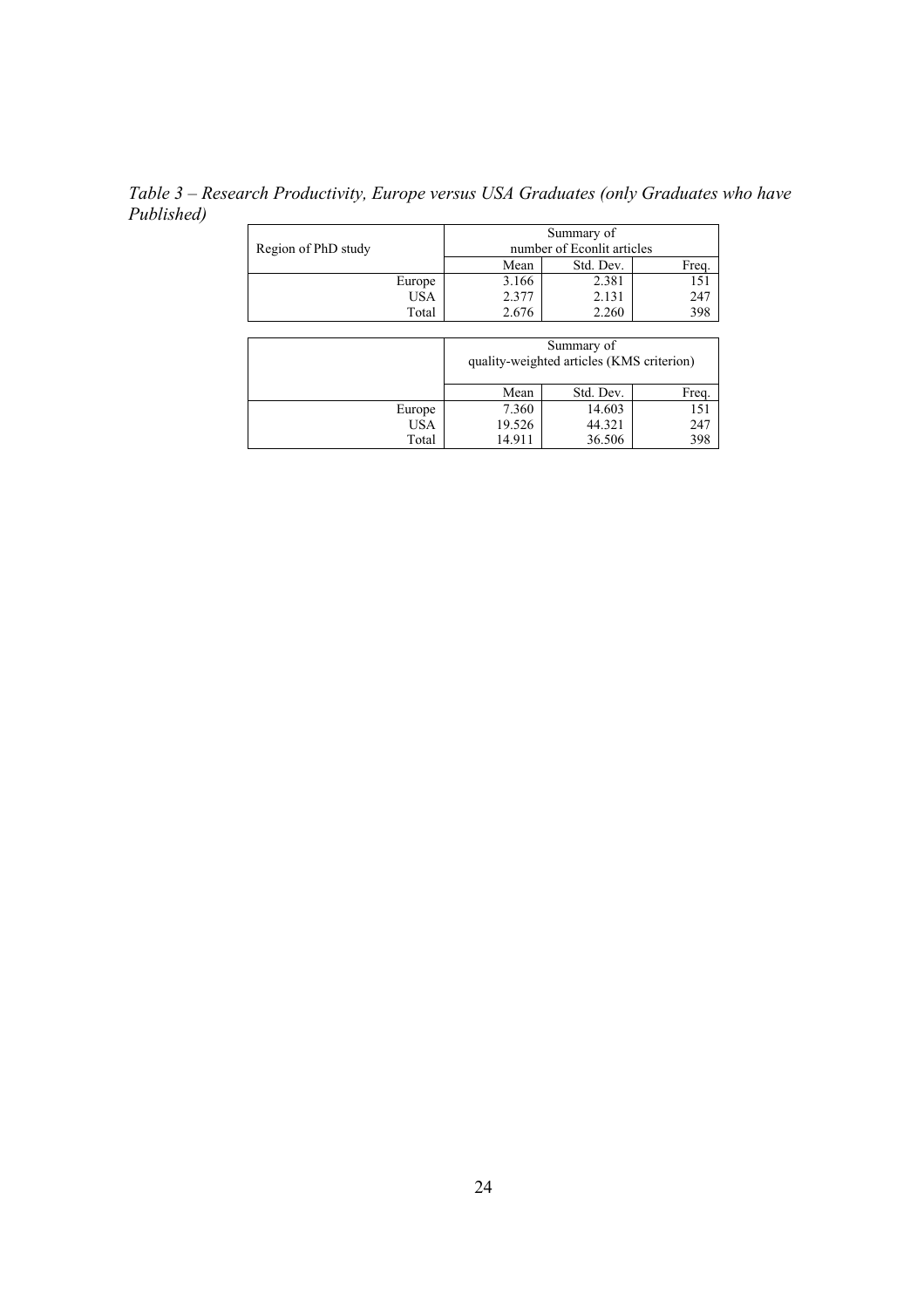*Table 3 – Research Productivity, Europe versus USA Graduates (only Graduates who have Published)*

| Region of PhD study | Summary of number of Econlit articles | | |
|---|---|---|---|
| | Mean | Std. Dev. | Freq. |
| Europe | 3.166 | 2.381 | 151 |
| USA | 2.377 | 2.131 | 247 |
| Total | 2.676 | 2.260 | 398 |

| | Summary of quality-weighted articles (KMS criterion) | | |
|---|---|---|---|
| | Mean | Std. Dev. | Freq. |
| Europe | 7.360 | 14.603 | 151 |
| USA | 19.526 | 44.321 | 247 |
| Total | 14.911 | 36.506 | 398 |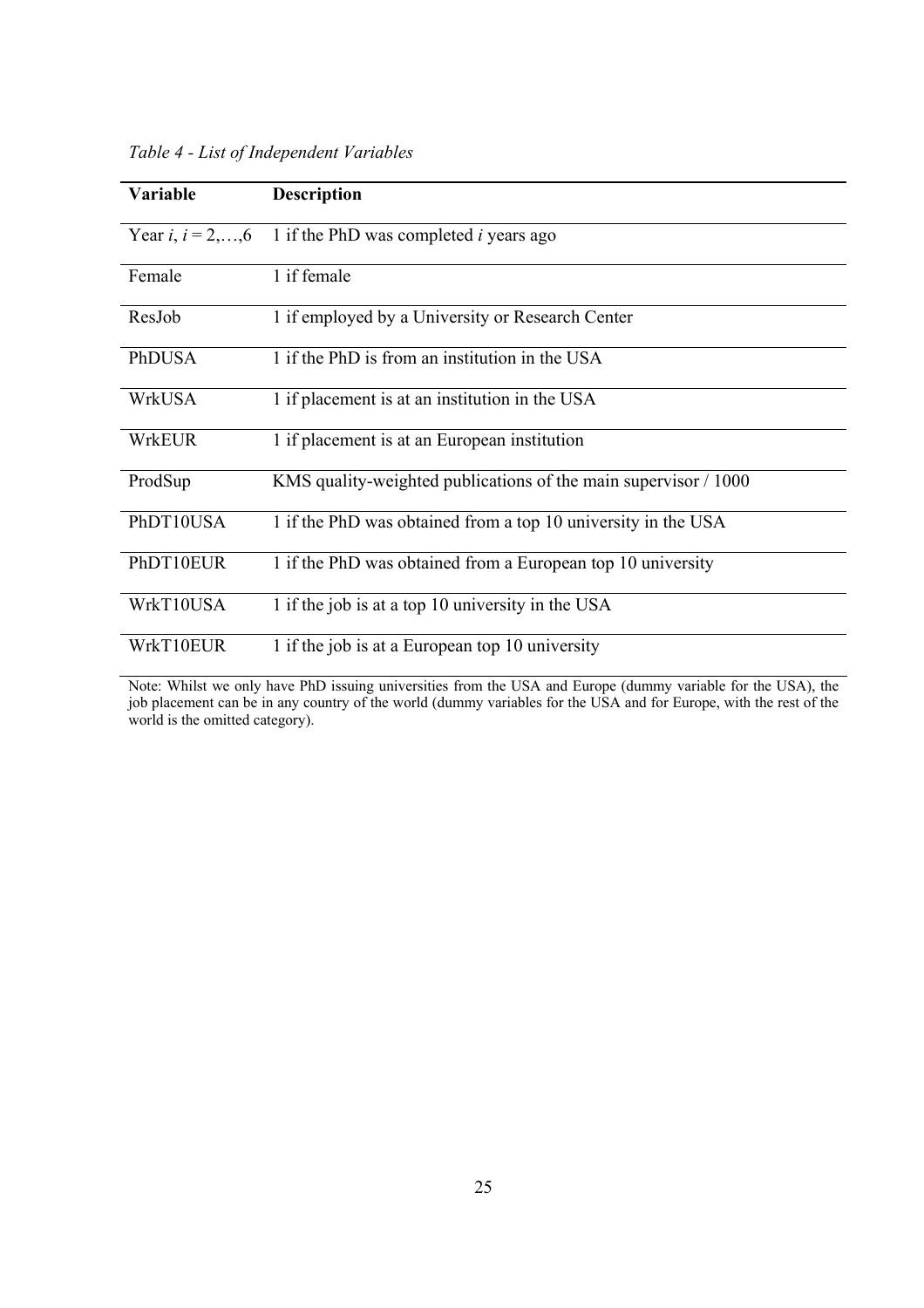*Table 4 - List of Independent Variables*

| **Variable** | **Description** |
|---|---|
| Year $i$, $i = 2,\ldots,6$ | 1 if the PhD was completed $i$ years ago |
| Female | 1 if female |
| ResJob | 1 if employed by a University or Research Center |
| PhDUSA | 1 if the PhD is from an institution in the USA |
| WrkUSA | 1 if placement is at an institution in the USA |
| WrkEUR | 1 if placement is at an European institution |
| ProdSup | KMS quality-weighted publications of the main supervisor / 1000 |
| PhDT10USA | 1 if the PhD was obtained from a top 10 university in the USA |
| PhDT10EUR | 1 if the PhD was obtained from a European top 10 university |
| WrkT10USA | 1 if the job is at a top 10 university in the USA |
| WrkT10EUR | 1 if the job is at a European top 10 university |

Note: Whilst we only have PhD issuing universities from the USA and Europe (dummy variable for the USA), the job placement can be in any country of the world (dummy variables for the USA and for Europe, with the rest of the world is the omitted category).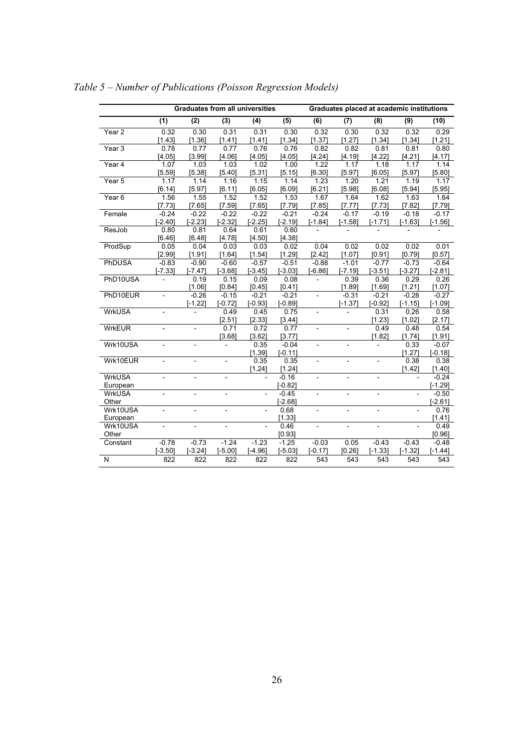*Table 5 – Number of Publications (Poisson Regression Models)*

| | Graduates from all universities | | | | | Graduates placed at academic institutions | | | | |
|---|---|---|---|---|---|---|---|---|---|---|
| | (1) | (2) | (3) | (4) | (5) | (6) | (7) | (8) | (9) | (10) |
| Year 2 | 0.32 | 0.30 | 0.31 | 0.31 | 0.30 | 0.32 | 0.30 | 0.32 | 0.32 | 0.29 |
| | [1.43] | [1.36] | [1.41] | [1.41] | [1.34] | [1.37] | [1.27] | [1.34] | [1.34] | [1.21] |
| Year 3 | 0.78 | 0.77 | 0.77 | 0.76 | 0.76 | 0.82 | 0.82 | 0.81 | 0.81 | 0.80 |
| | [4.05] | [3.99] | [4.06] | [4.05] | [4.05] | [4.24] | [4.19] | [4.22] | [4.21] | [4.17] |
| Year 4 | 1.07 | 1.03 | 1.03 | 1.02 | 1.00 | 1.22 | 1.17 | 1.18 | 1.17 | 1.14 |
| | [5.59] | [5.38] | [5.40] | [5.31] | [5.15] | [6.30] | [5.97] | [6.05] | [5.97] | [5.80] |
| Year 5 | 1.17 | 1.14 | 1.16 | 1.15 | 1.14 | 1.23 | 1.20 | 1.21 | 1.19 | 1.17 |
| | [6.14] | [5.97] | [6.11] | [6.05] | [6.09] | [6.21] | [5.98] | [6.08] | [5.94] | [5.95] |
| Year 6 | 1.56 | 1.55 | 1.52 | 1.52 | 1.53 | 1.67 | 1.64 | 1.62 | 1.63 | 1.64 |
| | [7.73] | [7.65] | [7.59] | [7.65] | [7.79] | [7.85] | [7.77] | [7.73] | [7.82] | [7.79] |
| Female | -0.24 | -0.22 | -0.22 | -0.22 | -0.21 | -0.24 | -0.17 | -0.19 | -0.18 | -0.17 |
| | [-2.40] | [-2.23] | [-2.32] | [-2.25] | [-2.19] | [-1.84] | [-1.58] | [-1.71] | [-1.63] | [-1.56] |
| ResJob | 0.80 | 0.81 | 0.64 | 0.61 | 0.60 | - | - | - | - | - |
| | [6.46] | [6.48] | [4.78] | [4.50] | [4.38] | | | | | |
| ProdSup | 0.05 | 0.04 | 0.03 | 0.03 | 0.02 | 0.04 | 0.02 | 0.02 | 0.02 | 0.01 |
| | [2.99] | [1.91] | [1.64] | [1.54] | [1.29] | [2.42] | [1.07] | [0.91] | [0.79] | [0.57] |
| PhDUSA | -0.83 | -0.90 | -0.60 | -0.57 | -0.51 | -0.88 | -1.01 | -0.77 | -0.73 | -0.64 |
| | [-7.33] | [-7.47] | [-3.68] | [-3.45] | [-3.03] | [-6.86] | [-7.19] | [-3.51] | [-3.27] | [-2.81] |
| PhD10USA | - | 0.19 | 0.15 | 0.09 | 0.08 | - | 0.39 | 0.36 | 0.29 | 0.26 |
| | | [1.06] | [0.84] | [0.45] | [0.41] | | [1.89] | [1.69] | [1.21] | [1.07] |
| PhD10EUR | - | -0.26 | -0.15 | -0.21 | -0.21 | - | -0.31 | -0.21 | -0.28 | -0.27 |
| | | [-1.22] | [-0.72] | [-0.93] | [-0.89] | | [-1.37] | [-0.92] | [-1.15] | [-1.09] |
| WrkUSA | - | - | 0.49 | 0.45 | 0.75 | - | - | 0.31 | 0.26 | 0.58 |
| | | | [2.51] | [2.33] | [3.44] | | | [1.23] | [1.02] | [2.17] |
| WrkEUR | - | - | 0.71 | 0.72 | 0.77 | - | - | 0.49 | 0.48 | 0.54 |
| | | | [3.68] | [3.62] | [3.77] | | | [1.82] | [1.74] | [1.91] |
| Wrk10USA | - | - | - | 0.35 | -0.04 | - | - | - | 0.33 | -0.07 |
| | | | | [1.39] | [-0.11] | | | | [1.27] | [-0.18] |
| Wrk10EUR | - | - | - | 0.35 | 0.35 | - | - | - | 0.38 | 0.38 |
| | | | | [1.24] | [1.24] | | | | [1.42] | [1.40] |
| WrkUSA European | - | - | - | - | -0.16 | - | - | - | - | -0.24 |
| | | | | | [-0.82] | | | | | [-1.29] |
| WrkUSA Other | - | - | - | - | -0.45 | - | - | - | - | -0.50 |
| | | | | | [-2.68] | | | | | [-2.61] |
| Wrk10USA European | - | - | - | - | 0.68 | - | - | - | - | 0.76 |
| | | | | | [1.33] | | | | | [1.41] |
| Wrk10USA Other | - | - | - | - | 0.46 | - | - | - | - | 0.49 |
| | | | | | [0.93] | | | | | [0.96] |
| Constant | -0.78 | -0.73 | -1.24 | -1.23 | -1.25 | -0.03 | 0.05 | -0.43 | -0.43 | -0.48 |
| | [-3.50] | [-3.24] | [-5.00] | [-4.96] | [-5.03] | [-0.17] | [0.26] | [-1.33] | [-1.32] | [-1.44] |
| N | 822 | 822 | 822 | 822 | 822 | 543 | 543 | 543 | 543 | 543 |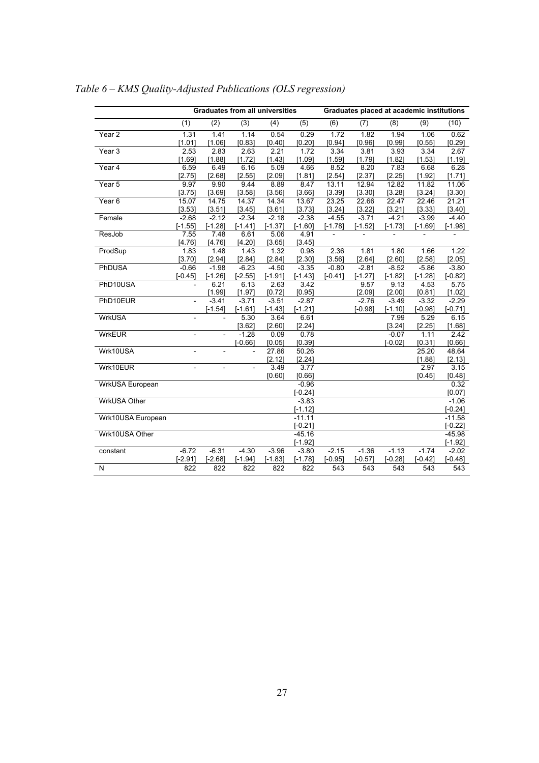*Table 6 – KMS Quality-Adjusted Publications (OLS regression)*

| | Graduates from all universities | | | | | Graduates placed at academic institutions | | | | |
|---|---|---|---|---|---|---|---|---|---|---|
| | (1) | (2) | (3) | (4) | (5) | (6) | (7) | (8) | (9) | (10) |
| Year 2 | 1.31 | 1.41 | 1.14 | 0.54 | 0.29 | 1.72 | 1.82 | 1.94 | 1.06 | 0.62 |
| | [1.01] | [1.06] | [0.83] | [0.40] | [0.20] | [0.94] | [0.96] | [0.99] | [0.55] | [0.29] |
| Year 3 | 2.53 | 2.83 | 2.63 | 2.21 | 1.72 | 3.34 | 3.81 | 3.93 | 3.34 | 2.67 |
| | [1.69] | [1.88] | [1.72] | [1.43] | [1.09] | [1.59] | [1.79] | [1.82] | [1.53] | [1.19] |
| Year 4 | 6.59 | 6.49 | 6.16 | 5.09 | 4.66 | 8.52 | 8.20 | 7.83 | 6.68 | 6.28 |
| | [2.75] | [2.68] | [2.55] | [2.09] | [1.81] | [2.54] | [2.37] | [2.25] | [1.92] | [1.71] |
| Year 5 | 9.97 | 9.90 | 9.44 | 8.89 | 8.47 | 13.11 | 12.94 | 12.82 | 11.82 | 11.06 |
| | [3.75] | [3.69] | [3.58] | [3.56] | [3.66] | [3.39] | [3.30] | [3.28] | [3.24] | [3.30] |
| Year 6 | 15.07 | 14.75 | 14.37 | 14.34 | 13.67 | 23.25 | 22.66 | 22.47 | 22.46 | 21.21 |
| | [3.53] | [3.51] | [3.45] | [3.61] | [3.73] | [3.24] | [3.22] | [3.21] | [3.33] | [3.40] |
| Female | -2.68 | -2.12 | -2.34 | -2.18 | -2.38 | -4.55 | -3.71 | -4.21 | -3.99 | -4.40 |
| | [-1.55] | [-1.28] | [-1.41] | [-1.37] | [-1.60] | [-1.78] | [-1.52] | [-1.73] | [-1.69] | [-1.98] |
| ResJob | 7.55 | 7.48 | 6.61 | 5.06 | 4.91 | - | - | - | - | - |
| | [4.76] | [4.76] | [4.20] | [3.65] | [3.45] | | | | | |
| ProdSup | 1.83 | 1.48 | 1.43 | 1.32 | 0.98 | 2.36 | 1.81 | 1.80 | 1.66 | 1.22 |
| | [3.70] | [2.94] | [2.84] | [2.84] | [2.30] | [3.56] | [2.64] | [2.60] | [2.58] | [2.05] |
| PhDUSA | -0.66 | -1.98 | -6.23 | -4.50 | -3.35 | -0.80 | -2.81 | -8.52 | -5.86 | -3.80 |
| | [-0.45] | [-1.26] | [-2.55] | [-1.91] | [-1.43] | [-0.41] | [-1.27] | [-1.82] | [-1.28] | [-0.82] |
| PhD10USA | - | 6.21 | 6.13 | 2.63 | 3.42 | | 9.57 | 9.13 | 4.53 | 5.75 |
| | | [1.99] | [1.97] | [0.72] | [0.95] | | [2.09] | [2.00] | [0.81] | [1.02] |
| PhD10EUR | - | -3.41 | -3.71 | -3.51 | -2.87 | | -2.76 | -3.49 | -3.32 | -2.29 |
| | | [-1.54] | [-1.61] | [-1.43] | [-1.21] | | [-0.98] | [-1.10] | [-0.98] | [-0.71] |
| WrkUSA | - | - | 5.30 | 3.64 | 6.61 | | | 7.99 | 5.29 | 6.15 |
| | | | [3.62] | [2.60] | [2.24] | | | [3.24] | [2.25] | [1.68] |
| WrkEUR | - | - | -1.28 | 0.09 | 0.78 | | | -0.07 | 1.11 | 2.42 |
| | | | [-0.66] | [0.05] | [0.39] | | | [-0.02] | [0.31] | [0.66] |
| Wrk10USA | - | - | - | 27.86 | 50.26 | | | | 25.20 | 48.64 |
| | | | | [2.12] | [2.24] | | | | [1.88] | [2.13] |
| Wrk10EUR | - | - | - | 3.49 | 3.77 | | | | 2.97 | 3.15 |
| | | | | [0.60] | [0.66] | | | | [0.45] | [0.48] |
| WrkUSA European | | | | | -0.96 | | | | | 0.32 |
| | | | | | [-0.24] | | | | | [0.07] |
| WrkUSA Other | | | | | -3.83 | | | | | -1.06 |
| | | | | | [-1.12] | | | | | [-0.24] |
| Wrk10USA European | | | | | -11.11 | | | | | -11.58 |
| | | | | | [-0.21] | | | | | [-0.22] |
| Wrk10USA Other | | | | | -45.16 | | | | | -45.98 |
| | | | | | [-1.92] | | | | | [-1.92] |
| constant | -6.72 | -6.31 | -4.30 | -3.96 | -3.80 | -2.15 | -1.36 | -1.13 | -1.74 | -2.02 |
| | [-2.91] | [-2.68] | [-1.94] | [-1.83] | [-1.78] | [-0.95] | [-0.57] | [-0.28] | [-0.42] | [-0.48] |
| N | 822 | 822 | 822 | 822 | 822 | 543 | 543 | 543 | 543 | 543 |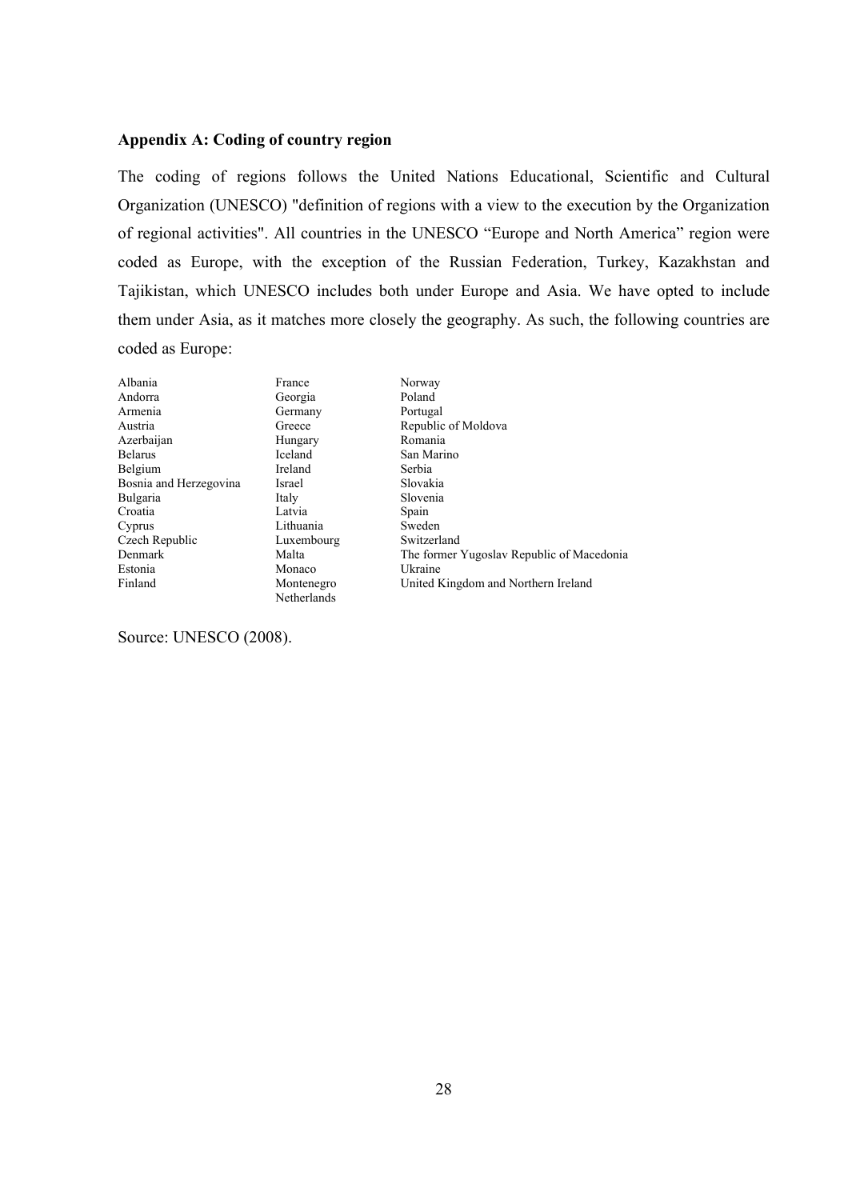### Appendix A: Coding of country region

The coding of regions follows the United Nations Educational, Scientific and Cultural Organization (UNESCO) "definition of regions with a view to the execution by the Organization of regional activities". All countries in the UNESCO "Europe and North America" region were coded as Europe, with the exception of the Russian Federation, Turkey, Kazakhstan and Tajikistan, which UNESCO includes both under Europe and Asia. We have opted to include them under Asia, as it matches more closely the geography. As such, the following countries are coded as Europe:

| | | |
|---|---|---|
| Albania | France | Norway |
| Andorra | Georgia | Poland |
| Armenia | Germany | Portugal |
| Austria | Greece | Republic of Moldova |
| Azerbaijan | Hungary | Romania |
| Belarus | Iceland | San Marino |
| Belgium | Ireland | Serbia |
| Bosnia and Herzegovina | Israel | Slovakia |
| Bulgaria | Italy | Slovenia |
| Croatia | Latvia | Spain |
| Cyprus | Lithuania | Sweden |
| Czech Republic | Luxembourg | Switzerland |
| Denmark | Malta | The former Yugoslav Republic of Macedonia |
| Estonia | Monaco | Ukraine |
| Finland | Montenegro | United Kingdom and Northern Ireland |
| | Netherlands | |

Source: UNESCO (2008).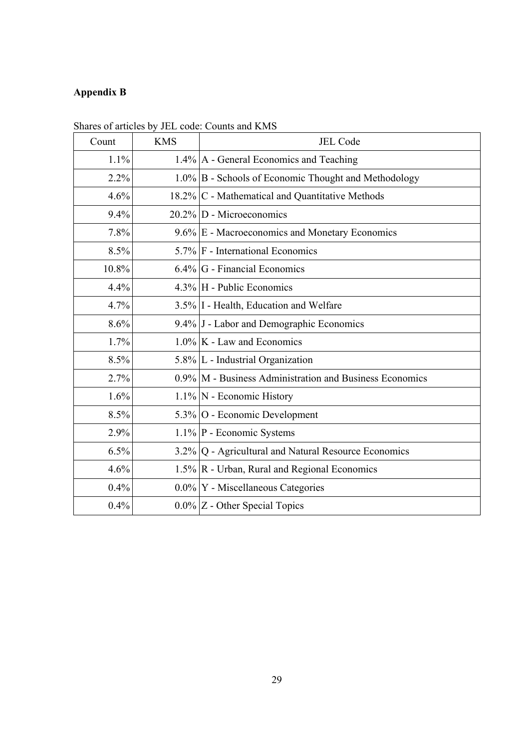**Appendix B**

Shares of articles by JEL code: Counts and KMS

| Count | KMS | JEL Code |
|---|---|---|
| 1.1% | 1.4% | A - General Economics and Teaching |
| 2.2% | 1.0% | B - Schools of Economic Thought and Methodology |
| 4.6% | 18.2% | C - Mathematical and Quantitative Methods |
| 9.4% | 20.2% | D - Microeconomics |
| 7.8% | 9.6% | E - Macroeconomics and Monetary Economics |
| 8.5% | 5.7% | F - International Economics |
| 10.8% | 6.4% | G - Financial Economics |
| 4.4% | 4.3% | H - Public Economics |
| 4.7% | 3.5% | I - Health, Education and Welfare |
| 8.6% | 9.4% | J - Labor and Demographic Economics |
| 1.7% | 1.0% | K - Law and Economics |
| 8.5% | 5.8% | L - Industrial Organization |
| 2.7% | 0.9% | M - Business Administration and Business Economics |
| 1.6% | 1.1% | N - Economic History |
| 8.5% | 5.3% | O - Economic Development |
| 2.9% | 1.1% | P - Economic Systems |
| 6.5% | 3.2% | Q - Agricultural and Natural Resource Economics |
| 4.6% | 1.5% | R - Urban, Rural and Regional Economics |
| 0.4% | 0.0% | Y - Miscellaneous Categories |
| 0.4% | 0.0% | Z - Other Special Topics |